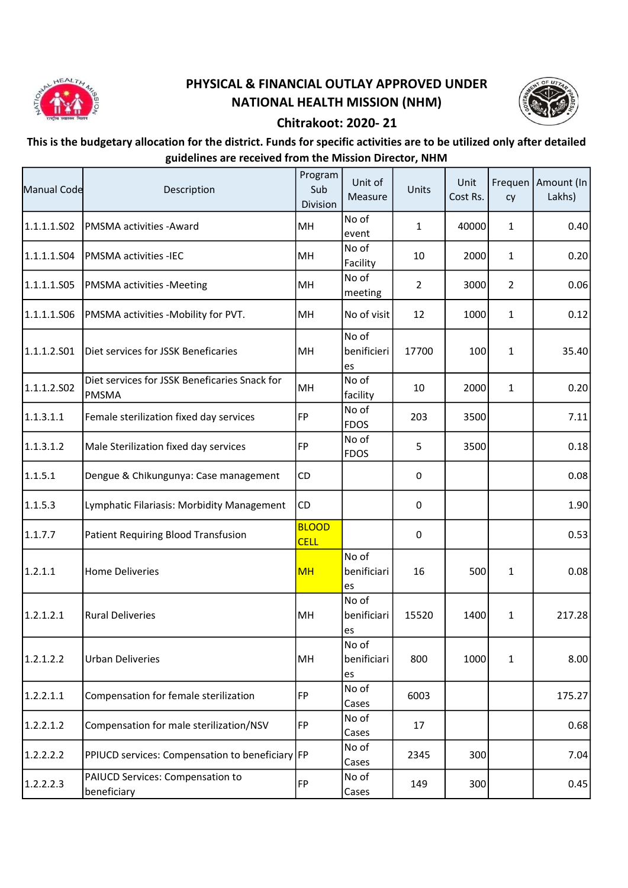# PHYSICAL & FINANCIAL OUTLAY APPROVED UNDER NATIONAL HEALTH MISSION (NHM)

## Chitrakoot: 2020- 21

**This is the budgetary allocation for the district. Funds for specific activities are to be utilized only after detailed guidelines are received from the Mission Director, NHM**

| Manual Code | Description | Program Sub Division | Unit of Measure | Units | Unit Cost Rs. | Frequency | Amount (In Lakhs) |
|---|---|---|---|---|---|---|---|
| 1.1.1.1.S02 | PMSMA activities -Award | MH | No of event | 1 | 40000 | 1 | 0.40 |
| 1.1.1.1.S04 | PMSMA activities -IEC | MH | No of Facility | 10 | 2000 | 1 | 0.20 |
| 1.1.1.1.S05 | PMSMA activities -Meeting | MH | No of meeting | 2 | 3000 | 2 | 0.06 |
| 1.1.1.1.S06 | PMSMA activities -Mobility for PVT. | MH | No of visit | 12 | 1000 | 1 | 0.12 |
| 1.1.1.2.S01 | Diet services for JSSK Beneficaries | MH | No of benificieries | 17700 | 100 | 1 | 35.40 |
| 1.1.1.2.S02 | Diet services for JSSK Beneficaries Snack for PMSMA | MH | No of facility | 10 | 2000 | 1 | 0.20 |
| 1.1.3.1.1 | Female sterilization fixed day services | FP | No of FDOS | 203 | 3500 | | 7.11 |
| 1.1.3.1.2 | Male Sterilization fixed day services | FP | No of FDOS | 5 | 3500 | | 0.18 |
| 1.1.5.1 | Dengue & Chikungunya: Case management | CD | | 0 | | | 0.08 |
| 1.1.5.3 | Lymphatic Filariasis: Morbidity Management | CD | | 0 | | | 1.90 |
| 1.1.7.7 | Patient Requiring Blood Transfusion | BLOOD CELL | | 0 | | | 0.53 |
| 1.2.1.1 | Home Deliveries | MH | No of benificiaries | 16 | 500 | 1 | 0.08 |
| 1.2.1.2.1 | Rural Deliveries | MH | No of benificiaries | 15520 | 1400 | 1 | 217.28 |
| 1.2.1.2.2 | Urban Deliveries | MH | No of benificiaries | 800 | 1000 | 1 | 8.00 |
| 1.2.2.1.1 | Compensation for female sterilization | FP | No of Cases | 6003 | | | 175.27 |
| 1.2.2.1.2 | Compensation for male sterilization/NSV | FP | No of Cases | 17 | | | 0.68 |
| 1.2.2.2.2 | PPIUCD services: Compensation to beneficiary | FP | No of Cases | 2345 | 300 | | 7.04 |
| 1.2.2.2.3 | PAIUCD Services: Compensation to beneficiary | FP | No of Cases | 149 | 300 | | 0.45 |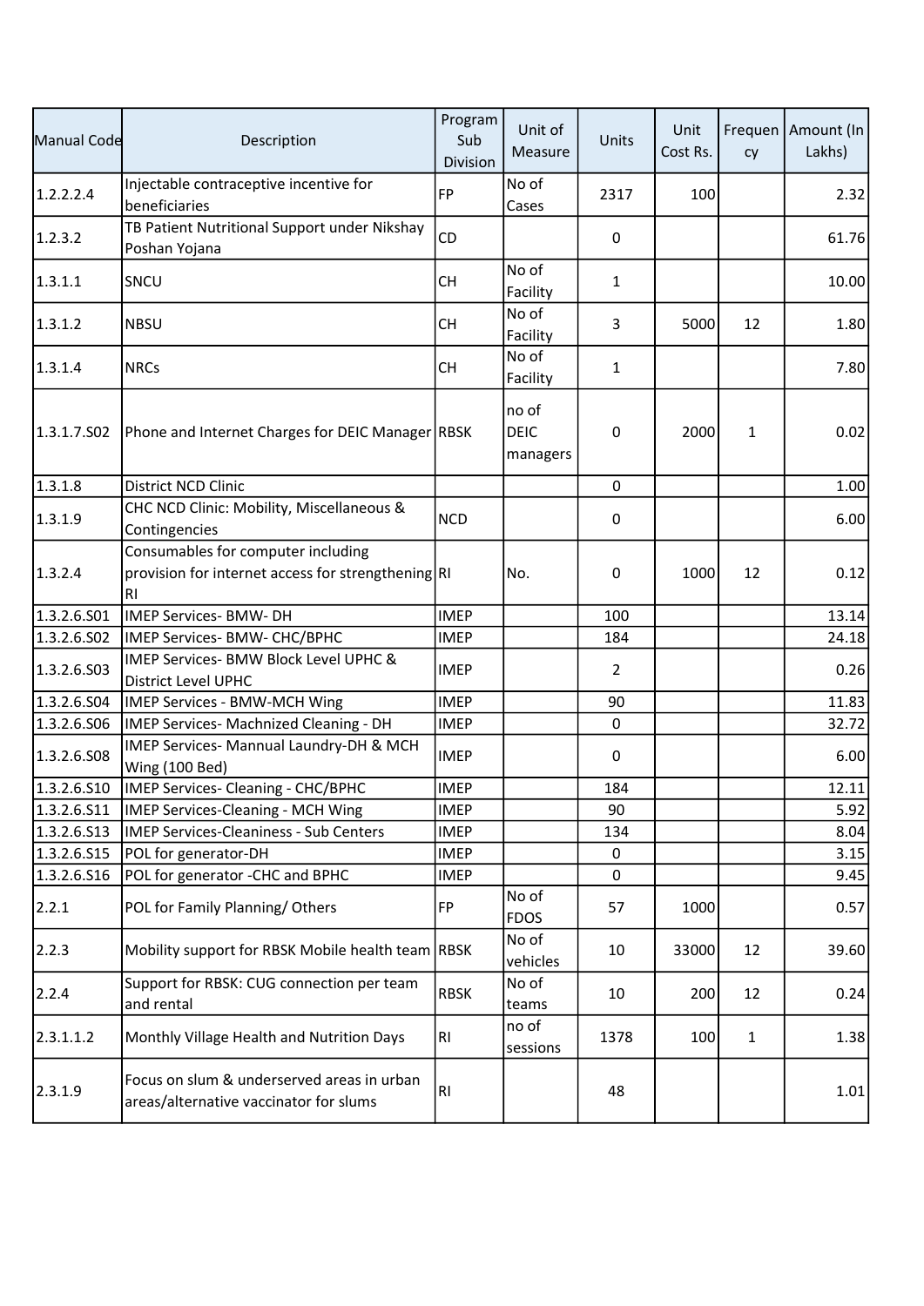| Manual Code | Description | Program Sub Division | Unit of Measure | Units | Unit Cost Rs. | Frequency | Amount (In Lakhs) |
|---|---|---|---|---|---|---|---|
| 1.2.2.2.4 | Injectable contraceptive incentive for beneficiaries | FP | No of Cases | 2317 | 100 | | 2.32 |
| 1.2.3.2 | TB Patient Nutritional Support under Nikshay Poshan Yojana | CD | | 0 | | | 61.76 |
| 1.3.1.1 | SNCU | CH | No of Facility | 1 | | | 10.00 |
| 1.3.1.2 | NBSU | CH | No of Facility | 3 | 5000 | 12 | 1.80 |
| 1.3.1.4 | NRCs | CH | No of Facility | 1 | | | 7.80 |
| 1.3.1.7.S02 | Phone and Internet Charges for DEIC Manager | RBSK | no of DEIC managers | 0 | 2000 | 1 | 0.02 |
| 1.3.1.8 | District NCD Clinic | | | 0 | | | 1.00 |
| 1.3.1.9 | CHC NCD Clinic: Mobility, Miscellaneous & Contingencies | NCD | | 0 | | | 6.00 |
| 1.3.2.4 | Consumables for computer including provision for internet access for strengthening RI | RI | No. | 0 | 1000 | 12 | 0.12 |
| 1.3.2.6.S01 | IMEP Services- BMW- DH | IMEP | | 100 | | | 13.14 |
| 1.3.2.6.S02 | IMEP Services- BMW- CHC/BPHC | IMEP | | 184 | | | 24.18 |
| 1.3.2.6.S03 | IMEP Services- BMW Block Level UPHC & District Level UPHC | IMEP | | 2 | | | 0.26 |
| 1.3.2.6.S04 | IMEP Services - BMW-MCH Wing | IMEP | | 90 | | | 11.83 |
| 1.3.2.6.S06 | IMEP Services- Machnized Cleaning - DH | IMEP | | 0 | | | 32.72 |
| 1.3.2.6.S08 | IMEP Services- Mannual Laundry-DH & MCH Wing (100 Bed) | IMEP | | 0 | | | 6.00 |
| 1.3.2.6.S10 | IMEP Services- Cleaning - CHC/BPHC | IMEP | | 184 | | | 12.11 |
| 1.3.2.6.S11 | IMEP Services-Cleaning - MCH Wing | IMEP | | 90 | | | 5.92 |
| 1.3.2.6.S13 | IMEP Services-Cleaniness - Sub Centers | IMEP | | 134 | | | 8.04 |
| 1.3.2.6.S15 | POL for generator-DH | IMEP | | 0 | | | 3.15 |
| 1.3.2.6.S16 | POL for generator -CHC and BPHC | IMEP | | 0 | | | 9.45 |
| 2.2.1 | POL for Family Planning/ Others | FP | No of FDOS | 57 | 1000 | | 0.57 |
| 2.2.3 | Mobility support for RBSK Mobile health team | RBSK | No of vehicles | 10 | 33000 | 12 | 39.60 |
| 2.2.4 | Support for RBSK: CUG connection per team and rental | RBSK | No of teams | 10 | 200 | 12 | 0.24 |
| 2.3.1.1.2 | Monthly Village Health and Nutrition Days | RI | no of sessions | 1378 | 100 | 1 | 1.38 |
| 2.3.1.9 | Focus on slum & underserved areas in urban areas/alternative vaccinator for slums | RI | | 48 | | | 1.01 |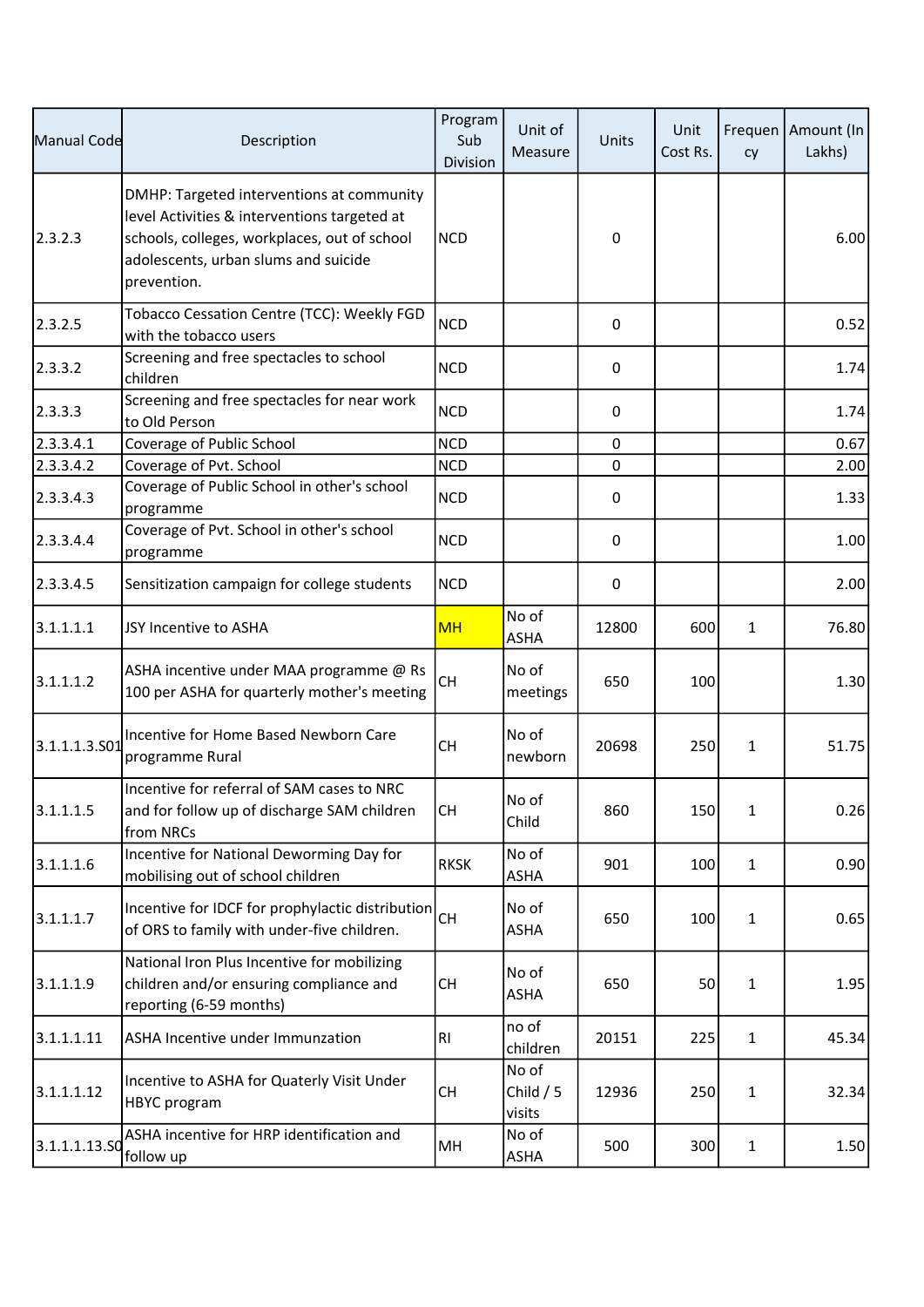| Manual Code | Description | Program Sub Division | Unit of Measure | Units | Unit Cost Rs. | Frequency | Amount (In Lakhs) |
| --- | --- | --- | --- | --- | --- | --- | --- |
| 2.3.2.3 | DMHP: Targeted interventions at community level Activities & interventions targeted at schools, colleges, workplaces, out of school adolescents, urban slums and suicide prevention. | NCD | | 0 | | | 6.00 |
| 2.3.2.5 | Tobacco Cessation Centre (TCC): Weekly FGD with the tobacco users | NCD | | 0 | | | 0.52 |
| 2.3.3.2 | Screening and free spectacles to school children | NCD | | 0 | | | 1.74 |
| 2.3.3.3 | Screening and free spectacles for near work to Old Person | NCD | | 0 | | | 1.74 |
| 2.3.3.4.1 | Coverage of Public School | NCD | | 0 | | | 0.67 |
| 2.3.3.4.2 | Coverage of Pvt. School | NCD | | 0 | | | 2.00 |
| 2.3.3.4.3 | Coverage of Public School in other's school programme | NCD | | 0 | | | 1.33 |
| 2.3.3.4.4 | Coverage of Pvt. School in other's school programme | NCD | | 0 | | | 1.00 |
| 2.3.3.4.5 | Sensitization campaign for college students | NCD | | 0 | | | 2.00 |
| 3.1.1.1.1 | JSY Incentive to ASHA | MH | No of ASHA | 12800 | 600 | 1 | 76.80 |
| 3.1.1.1.2 | ASHA incentive under MAA programme @ Rs 100 per ASHA for quarterly mother's meeting | CH | No of meetings | 650 | 100 | | 1.30 |
| 3.1.1.1.3.S01 | Incentive for Home Based Newborn Care programme Rural | CH | No of newborn | 20698 | 250 | 1 | 51.75 |
| 3.1.1.1.5 | Incentive for referral of SAM cases to NRC and for follow up of discharge SAM children from NRCs | CH | No of Child | 860 | 150 | 1 | 0.26 |
| 3.1.1.1.6 | Incentive for National Deworming Day for mobilising out of school children | RKSK | No of ASHA | 901 | 100 | 1 | 0.90 |
| 3.1.1.1.7 | Incentive for IDCF for prophylactic distribution of ORS to family with under-five children. | CH | No of ASHA | 650 | 100 | 1 | 0.65 |
| 3.1.1.1.9 | National Iron Plus Incentive for mobilizing children and/or ensuring compliance and reporting (6-59 months) | CH | No of ASHA | 650 | 50 | 1 | 1.95 |
| 3.1.1.1.11 | ASHA Incentive under Immunzation | RI | no of children | 20151 | 225 | 1 | 45.34 |
| 3.1.1.1.12 | Incentive to ASHA for Quaterly Visit Under HBYC program | CH | No of Child / 5 visits | 12936 | 250 | 1 | 32.34 |
| 3.1.1.1.13.S0 | ASHA incentive for HRP identification and follow up | MH | No of ASHA | 500 | 300 | 1 | 1.50 |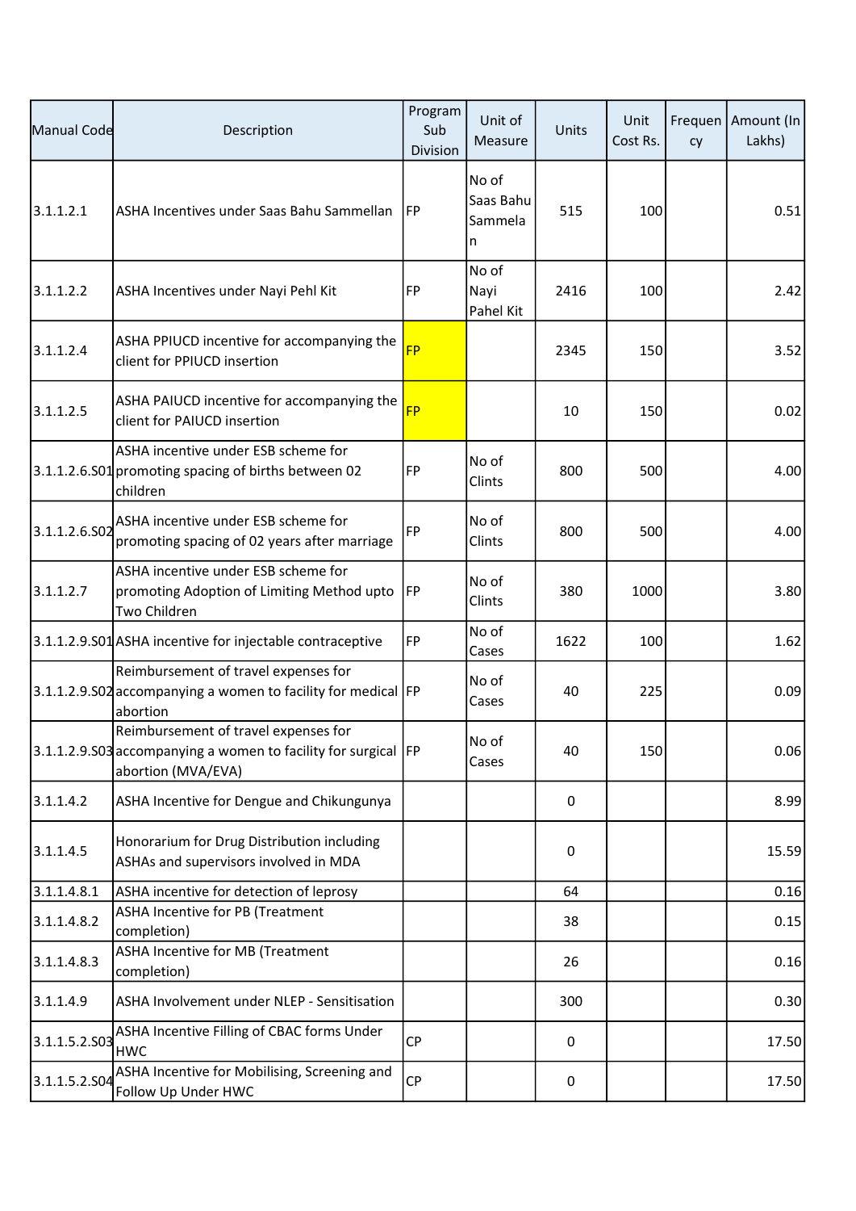| Manual Code | Description | Program Sub Division | Unit of Measure | Units | Unit Cost Rs. | Frequency | Amount (In Lakhs) |
|---|---|---|---|---|---|---|---|
| 3.1.1.2.1 | ASHA Incentives under Saas Bahu Sammellan | FP | No of Saas Bahu Sammelan | 515 | 100 | | 0.51 |
| 3.1.1.2.2 | ASHA Incentives under Nayi Pehl Kit | FP | No of Nayi Pahel Kit | 2416 | 100 | | 2.42 |
| 3.1.1.2.4 | ASHA PPIUCD incentive for accompanying the client for PPIUCD insertion | FP | | 2345 | 150 | | 3.52 |
| 3.1.1.2.5 | ASHA PAIUCD incentive for accompanying the client for PAIUCD insertion | FP | | 10 | 150 | | 0.02 |
| 3.1.1.2.6.S01 | ASHA incentive under ESB scheme for promoting spacing of births between 02 children | FP | No of Clints | 800 | 500 | | 4.00 |
| 3.1.1.2.6.S02 | ASHA incentive under ESB scheme for promoting spacing of 02 years after marriage | FP | No of Clints | 800 | 500 | | 4.00 |
| 3.1.1.2.7 | ASHA incentive under ESB scheme for promoting Adoption of Limiting Method upto Two Children | FP | No of Clints | 380 | 1000 | | 3.80 |
| 3.1.1.2.9.S01 | ASHA incentive for injectable contraceptive | FP | No of Cases | 1622 | 100 | | 1.62 |
| 3.1.1.2.9.S02 | Reimbursement of travel expenses for accompanying a women to facility for medical abortion | FP | No of Cases | 40 | 225 | | 0.09 |
| 3.1.1.2.9.S03 | Reimbursement of travel expenses for accompanying a women to facility for surgical abortion (MVA/EVA) | FP | No of Cases | 40 | 150 | | 0.06 |
| 3.1.1.4.2 | ASHA Incentive for Dengue and Chikungunya | | | 0 | | | 8.99 |
| 3.1.1.4.5 | Honorarium for Drug Distribution including ASHAs and supervisors involved in MDA | | | 0 | | | 15.59 |
| 3.1.1.4.8.1 | ASHA incentive for detection of leprosy | | | 64 | | | 0.16 |
| 3.1.1.4.8.2 | ASHA Incentive for PB (Treatment completion) | | | 38 | | | 0.15 |
| 3.1.1.4.8.3 | ASHA Incentive for MB (Treatment completion) | | | 26 | | | 0.16 |
| 3.1.1.4.9 | ASHA Involvement under NLEP - Sensitisation | | | 300 | | | 0.30 |
| 3.1.1.5.2.S03 | ASHA Incentive Filling of CBAC forms Under HWC | CP | | 0 | | | 17.50 |
| 3.1.1.5.2.S04 | ASHA Incentive for Mobilising, Screening and Follow Up Under HWC | CP | | 0 | | | 17.50 |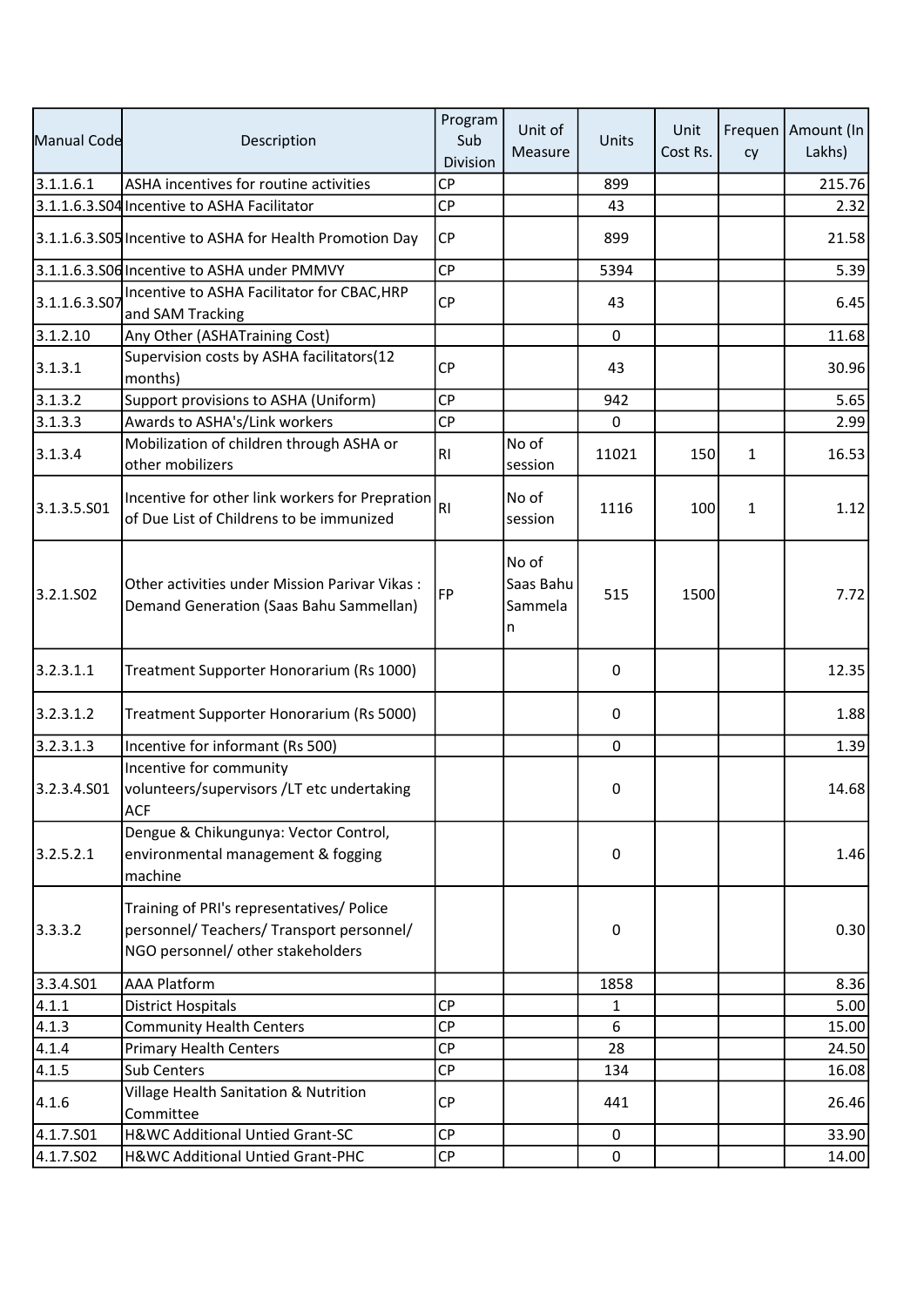| Manual Code | Description | Program Sub Division | Unit of Measure | Units | Unit Cost Rs. | Frequency | Amount (In Lakhs) |
|---|---|---|---|---|---|---|---|
| 3.1.1.6.1 | ASHA incentives for routine activities | CP | | 899 | | | 215.76 |
| 3.1.1.6.3.S04 | Incentive to ASHA Facilitator | CP | | 43 | | | 2.32 |
| 3.1.1.6.3.S05 | Incentive to ASHA for Health Promotion Day | CP | | 899 | | | 21.58 |
| 3.1.1.6.3.S06 | Incentive to ASHA under PMMVY | CP | | 5394 | | | 5.39 |
| 3.1.1.6.3.S07 | Incentive to ASHA Facilitator for CBAC,HRP and SAM Tracking | CP | | 43 | | | 6.45 |
| 3.1.2.10 | Any Other (ASHATraining Cost) | | | 0 | | | 11.68 |
| 3.1.3.1 | Supervision costs by ASHA facilitators(12 months) | CP | | 43 | | | 30.96 |
| 3.1.3.2 | Support provisions to ASHA (Uniform) | CP | | 942 | | | 5.65 |
| 3.1.3.3 | Awards to ASHA's/Link workers | CP | | 0 | | | 2.99 |
| 3.1.3.4 | Mobilization of children through ASHA or other mobilizers | RI | No of session | 11021 | 150 | 1 | 16.53 |
| 3.1.3.5.S01 | Incentive for other link workers for Prepration of Due List of Childrens to be immunized | RI | No of session | 1116 | 100 | 1 | 1.12 |
| 3.2.1.S02 | Other activities under Mission Parivar Vikas : Demand Generation (Saas Bahu Sammellan) | FP | No of Saas Bahu Sammelan | 515 | 1500 | | 7.72 |
| 3.2.3.1.1 | Treatment Supporter Honorarium (Rs 1000) | | | 0 | | | 12.35 |
| 3.2.3.1.2 | Treatment Supporter Honorarium (Rs 5000) | | | 0 | | | 1.88 |
| 3.2.3.1.3 | Incentive for informant (Rs 500) | | | 0 | | | 1.39 |
| 3.2.3.4.S01 | Incentive for community volunteers/supervisors /LT etc undertaking ACF | | | 0 | | | 14.68 |
| 3.2.5.2.1 | Dengue & Chikungunya: Vector Control, environmental management & fogging machine | | | 0 | | | 1.46 |
| 3.3.3.2 | Training of PRI's representatives/ Police personnel/ Teachers/ Transport personnel/ NGO personnel/ other stakeholders | | | 0 | | | 0.30 |
| 3.3.4.S01 | AAA Platform | | | 1858 | | | 8.36 |
| 4.1.1 | District Hospitals | CP | | 1 | | | 5.00 |
| 4.1.3 | Community Health Centers | CP | | 6 | | | 15.00 |
| 4.1.4 | Primary Health Centers | CP | | 28 | | | 24.50 |
| 4.1.5 | Sub Centers | CP | | 134 | | | 16.08 |
| 4.1.6 | Village Health Sanitation & Nutrition Committee | CP | | 441 | | | 26.46 |
| 4.1.7.S01 | H&WC Additional Untied Grant-SC | CP | | 0 | | | 33.90 |
| 4.1.7.S02 | H&WC Additional Untied Grant-PHC | CP | | 0 | | | 14.00 |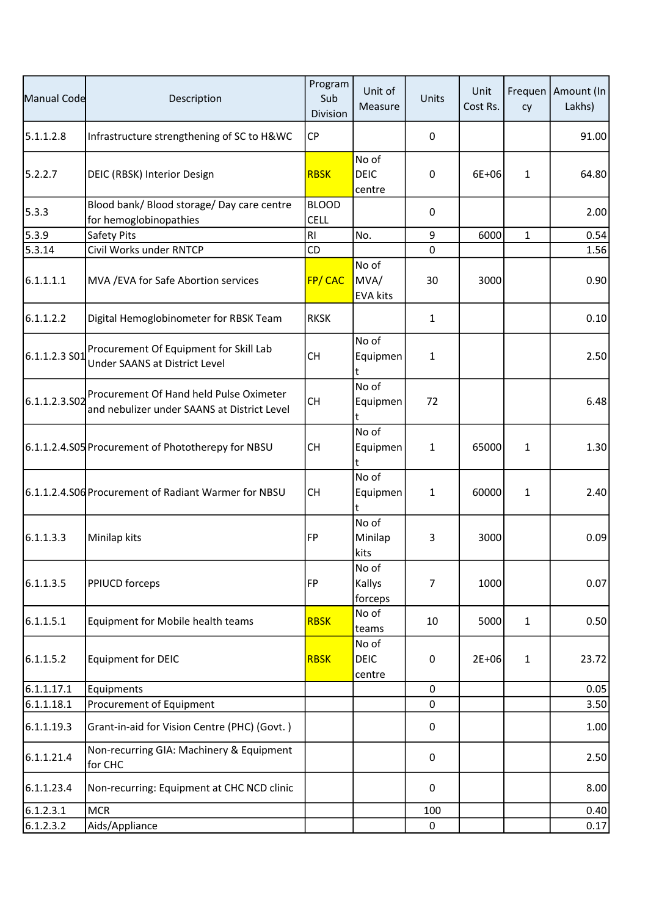| Manual Code | Description | Program Sub Division | Unit of Measure | Units | Unit Cost Rs. | Frequency | Amount (In Lakhs) |
|---|---|---|---|---|---|---|---|
| 5.1.1.2.8 | Infrastructure strengthening of SC to H&WC | CP | | 0 | | | 91.00 |
| 5.2.2.7 | DEIC (RBSK) Interior Design | RBSK | No of DEIC centre | 0 | 6E+06 | 1 | 64.80 |
| 5.3.3 | Blood bank/ Blood storage/ Day care centre for hemoglobinopathies | BLOOD CELL | | 0 | | | 2.00 |
| 5.3.9 | Safety Pits | RI | No. | 9 | 6000 | 1 | 0.54 |
| 5.3.14 | Civil Works under RNTCP | CD | | 0 | | | 1.56 |
| 6.1.1.1.1 | MVA /EVA for Safe Abortion services | FP/ CAC | No of MVA/ EVA kits | 30 | 3000 | | 0.90 |
| 6.1.1.2.2 | Digital Hemoglobinometer for RBSK Team | RKSK | | 1 | | | 0.10 |
| 6.1.1.2.3 S01 | Procurement Of Equipment for Skill Lab Under SAANS at District Level | CH | No of Equipment | 1 | | | 2.50 |
| 6.1.1.2.3.S02 | Procurement Of Hand held Pulse Oximeter and nebulizer under SAANS at District Level | CH | No of Equipment | 72 | | | 6.48 |
| 6.1.1.2.4.S05 | Procurement of Phototherepy for NBSU | CH | No of Equipment | 1 | 65000 | 1 | 1.30 |
| 6.1.1.2.4.S06 | Procurement of Radiant Warmer for NBSU | CH | No of Equipment | 1 | 60000 | 1 | 2.40 |
| 6.1.1.3.3 | Minilap kits | FP | No of Minilap kits | 3 | 3000 | | 0.09 |
| 6.1.1.3.5 | PPIUCD forceps | FP | No of Kallys forceps | 7 | 1000 | | 0.07 |
| 6.1.1.5.1 | Equipment for Mobile health teams | RBSK | No of teams | 10 | 5000 | 1 | 0.50 |
| 6.1.1.5.2 | Equipment for DEIC | RBSK | No of DEIC centre | 0 | 2E+06 | 1 | 23.72 |
| 6.1.1.17.1 | Equipments | | | 0 | | | 0.05 |
| 6.1.1.18.1 | Procurement of Equipment | | | 0 | | | 3.50 |
| 6.1.1.19.3 | Grant-in-aid for Vision Centre (PHC) (Govt. ) | | | 0 | | | 1.00 |
| 6.1.1.21.4 | Non-recurring GIA: Machinery & Equipment for CHC | | | 0 | | | 2.50 |
| 6.1.1.23.4 | Non-recurring: Equipment at CHC NCD clinic | | | 0 | | | 8.00 |
| 6.1.2.3.1 | MCR | | | 100 | | | 0.40 |
| 6.1.2.3.2 | Aids/Appliance | | | 0 | | | 0.17 |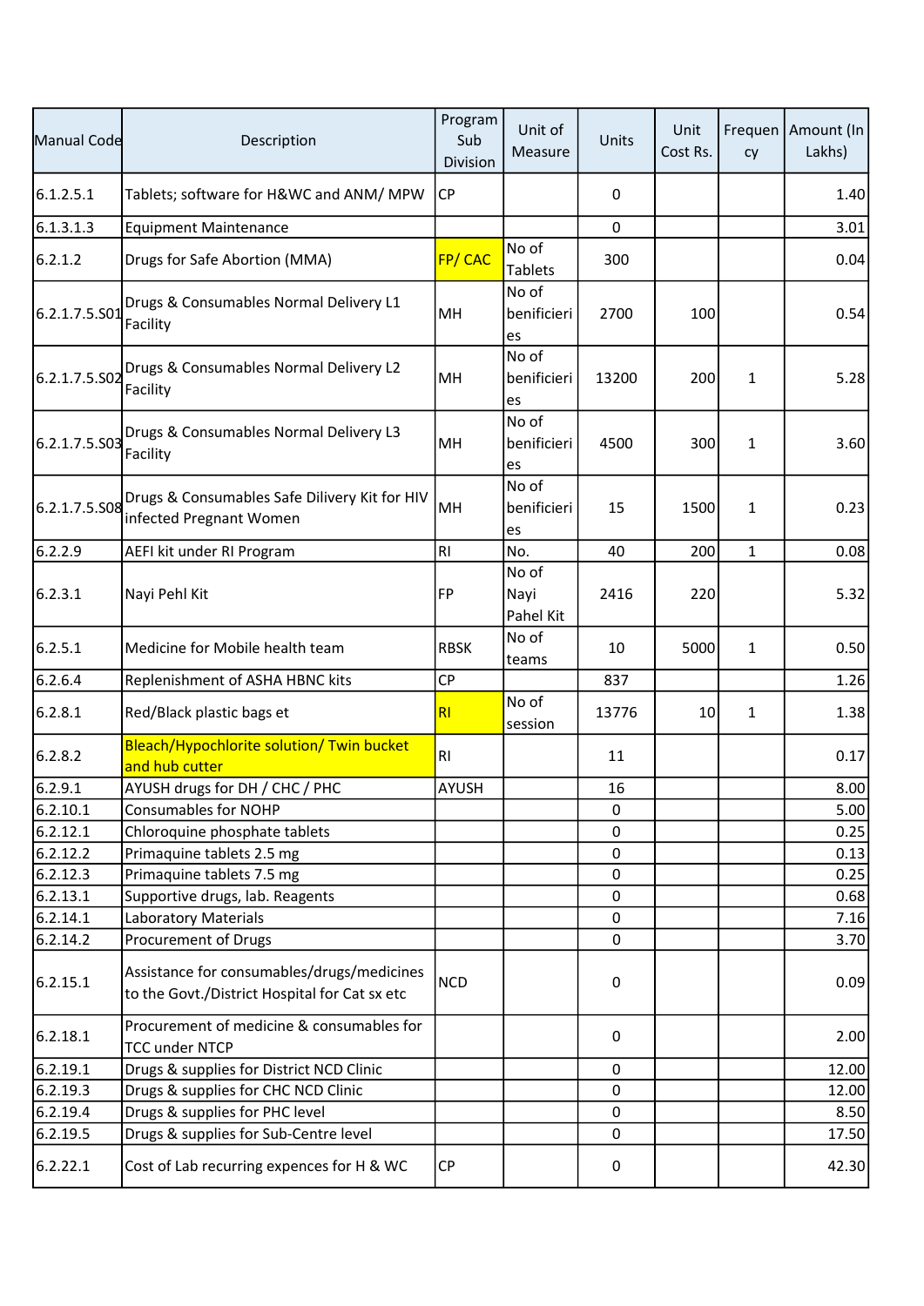| Manual Code | Description | Program Sub Division | Unit of Measure | Units | Unit Cost Rs. | Frequency | Amount (In Lakhs) |
|---|---|---|---|---|---|---|---|
| 6.1.2.5.1 | Tablets; software for H&WC and ANM/ MPW | CP | | 0 | | | 1.40 |
| 6.1.3.1.3 | Equipment Maintenance | | | 0 | | | 3.01 |
| 6.2.1.2 | Drugs for Safe Abortion (MMA) | FP/ CAC | No of Tablets | 300 | | | 0.04 |
| 6.2.1.7.5.S01 | Drugs & Consumables Normal Delivery L1 Facility | MH | No of benificieries | 2700 | 100 | | 0.54 |
| 6.2.1.7.5.S02 | Drugs & Consumables Normal Delivery L2 Facility | MH | No of benificieries | 13200 | 200 | 1 | 5.28 |
| 6.2.1.7.5.S03 | Drugs & Consumables Normal Delivery L3 Facility | MH | No of benificieries | 4500 | 300 | 1 | 3.60 |
| 6.2.1.7.5.S08 | Drugs & Consumables Safe Dilivery Kit for HIV infected Pregnant Women | MH | No of benificieries | 15 | 1500 | 1 | 0.23 |
| 6.2.2.9 | AEFI kit under RI Program | RI | No. | 40 | 200 | 1 | 0.08 |
| 6.2.3.1 | Nayi Pehl Kit | FP | No of Nayi Pahel Kit | 2416 | 220 | | 5.32 |
| 6.2.5.1 | Medicine for Mobile health team | RBSK | No of teams | 10 | 5000 | 1 | 0.50 |
| 6.2.6.4 | Replenishment of ASHA HBNC kits | CP | | 837 | | | 1.26 |
| 6.2.8.1 | Red/Black plastic bags et | RI | No of session | 13776 | 10 | 1 | 1.38 |
| 6.2.8.2 | Bleach/Hypochlorite solution/ Twin bucket and hub cutter | RI | | 11 | | | 0.17 |
| 6.2.9.1 | AYUSH drugs for DH / CHC / PHC | AYUSH | | 16 | | | 8.00 |
| 6.2.10.1 | Consumables for NOHP | | | 0 | | | 5.00 |
| 6.2.12.1 | Chloroquine phosphate tablets | | | 0 | | | 0.25 |
| 6.2.12.2 | Primaquine tablets 2.5 mg | | | 0 | | | 0.13 |
| 6.2.12.3 | Primaquine tablets 7.5 mg | | | 0 | | | 0.25 |
| 6.2.13.1 | Supportive drugs, lab. Reagents | | | 0 | | | 0.68 |
| 6.2.14.1 | Laboratory Materials | | | 0 | | | 7.16 |
| 6.2.14.2 | Procurement of Drugs | | | 0 | | | 3.70 |
| 6.2.15.1 | Assistance for consumables/drugs/medicines to the Govt./District Hospital for Cat sx etc | NCD | | 0 | | | 0.09 |
| 6.2.18.1 | Procurement of medicine & consumables for TCC under NTCP | | | 0 | | | 2.00 |
| 6.2.19.1 | Drugs & supplies for District NCD Clinic | | | 0 | | | 12.00 |
| 6.2.19.3 | Drugs & supplies for CHC NCD Clinic | | | 0 | | | 12.00 |
| 6.2.19.4 | Drugs & supplies for PHC level | | | 0 | | | 8.50 |
| 6.2.19.5 | Drugs & supplies for Sub-Centre level | | | 0 | | | 17.50 |
| 6.2.22.1 | Cost of Lab recurring expences for H & WC | CP | | 0 | | | 42.30 |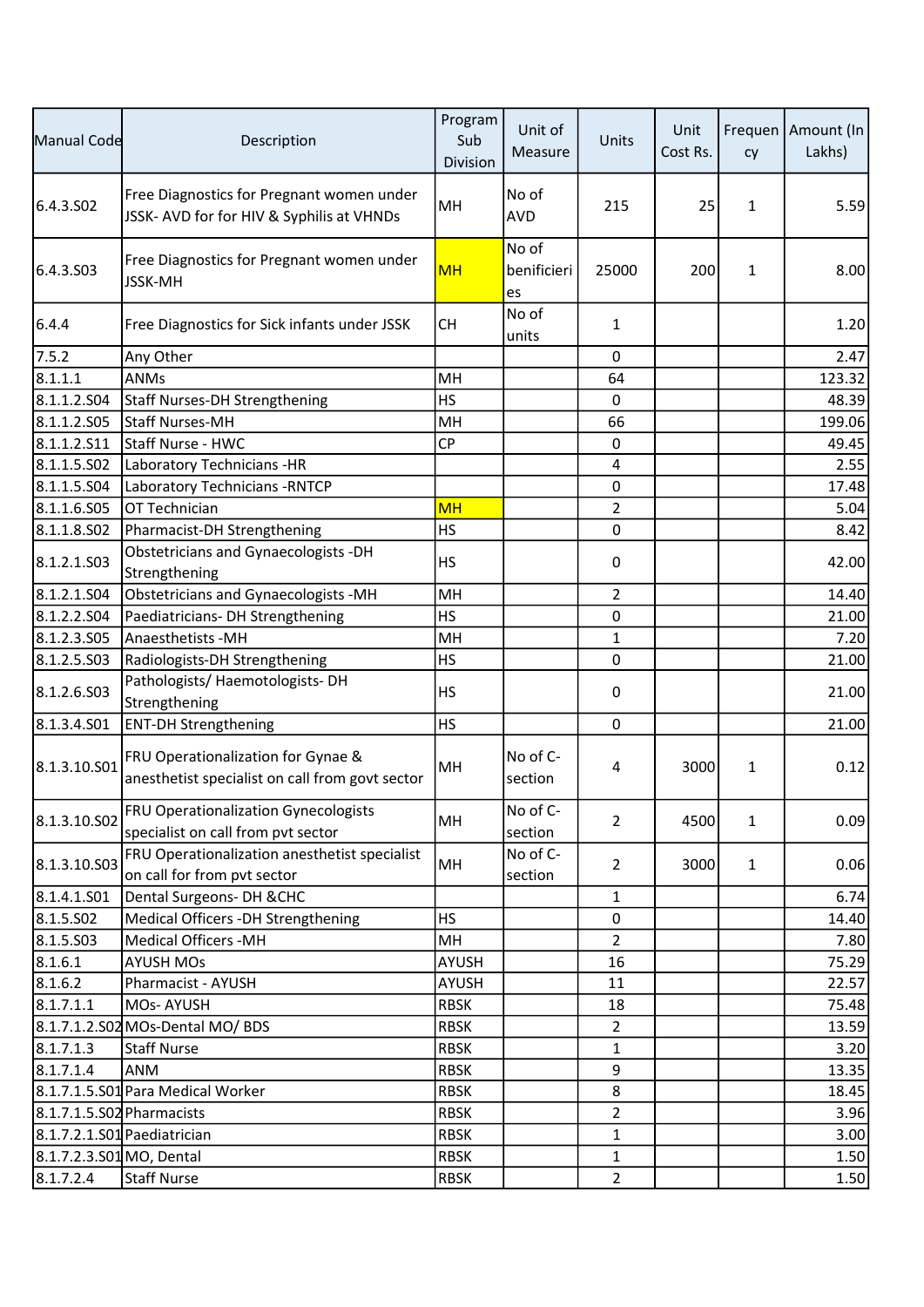| Manual Code | Description | Program Sub Division | Unit of Measure | Units | Unit Cost Rs. | Frequency | Amount (In Lakhs) |
|---|---|---|---|---|---|---|---|
| 6.4.3.S02 | Free Diagnostics for Pregnant women under JSSK- AVD for for HIV & Syphilis at VHNDs | MH | No of AVD | 215 | 25 | 1 | 5.59 |
| 6.4.3.S03 | Free Diagnostics for Pregnant women under JSSK-MH | MH | No of benificieries | 25000 | 200 | 1 | 8.00 |
| 6.4.4 | Free Diagnostics for Sick infants under JSSK | CH | No of units | 1 | | | 1.20 |
| 7.5.2 | Any Other | | | 0 | | | 2.47 |
| 8.1.1.1 | ANMs | MH | | 64 | | | 123.32 |
| 8.1.1.2.S04 | Staff Nurses-DH Strengthening | HS | | 0 | | | 48.39 |
| 8.1.1.2.S05 | Staff Nurses-MH | MH | | 66 | | | 199.06 |
| 8.1.1.2.S11 | Staff Nurse - HWC | CP | | 0 | | | 49.45 |
| 8.1.1.5.S02 | Laboratory Technicians -HR | | | 4 | | | 2.55 |
| 8.1.1.5.S04 | Laboratory Technicians -RNTCP | | | 0 | | | 17.48 |
| 8.1.1.6.S05 | OT Technician | MH | | 2 | | | 5.04 |
| 8.1.1.8.S02 | Pharmacist-DH Strengthening | HS | | 0 | | | 8.42 |
| 8.1.2.1.S03 | Obstetricians and Gynaecologists -DH Strengthening | HS | | 0 | | | 42.00 |
| 8.1.2.1.S04 | Obstetricians and Gynaecologists -MH | MH | | 2 | | | 14.40 |
| 8.1.2.2.S04 | Paediatricians- DH Strengthening | HS | | 0 | | | 21.00 |
| 8.1.2.3.S05 | Anaesthetists -MH | MH | | 1 | | | 7.20 |
| 8.1.2.5.S03 | Radiologists-DH Strengthening | HS | | 0 | | | 21.00 |
| 8.1.2.6.S03 | Pathologists/ Haemotologists- DH Strengthening | HS | | 0 | | | 21.00 |
| 8.1.3.4.S01 | ENT-DH Strengthening | HS | | 0 | | | 21.00 |
| 8.1.3.10.S01 | FRU Operationalization for Gynae & anesthetist specialist on call from govt sector | MH | No of C-section | 4 | 3000 | 1 | 0.12 |
| 8.1.3.10.S02 | FRU Operationalization Gynecologists specialist on call from pvt sector | MH | No of C-section | 2 | 4500 | 1 | 0.09 |
| 8.1.3.10.S03 | FRU Operationalization anesthetist specialist on call for from pvt sector | MH | No of C-section | 2 | 3000 | 1 | 0.06 |
| 8.1.4.1.S01 | Dental Surgeons- DH &CHC | | | 1 | | | 6.74 |
| 8.1.5.S02 | Medical Officers -DH Strengthening | HS | | 0 | | | 14.40 |
| 8.1.5.S03 | Medical Officers -MH | MH | | 2 | | | 7.80 |
| 8.1.6.1 | AYUSH MOs | AYUSH | | 16 | | | 75.29 |
| 8.1.6.2 | Pharmacist - AYUSH | AYUSH | | 11 | | | 22.57 |
| 8.1.7.1.1 | MOs- AYUSH | RBSK | | 18 | | | 75.48 |
| 8.1.7.1.2.S02 | MOs-Dental MO/ BDS | RBSK | | 2 | | | 13.59 |
| 8.1.7.1.3 | Staff Nurse | RBSK | | 1 | | | 3.20 |
| 8.1.7.1.4 | ANM | RBSK | | 9 | | | 13.35 |
| 8.1.7.1.5.S01 | Para Medical Worker | RBSK | | 8 | | | 18.45 |
| 8.1.7.1.5.S02 | Pharmacists | RBSK | | 2 | | | 3.96 |
| 8.1.7.2.1.S01 | Paediatrician | RBSK | | 1 | | | 3.00 |
| 8.1.7.2.3.S01 | MO, Dental | RBSK | | 1 | | | 1.50 |
| 8.1.7.2.4 | Staff Nurse | RBSK | | 2 | | | 1.50 |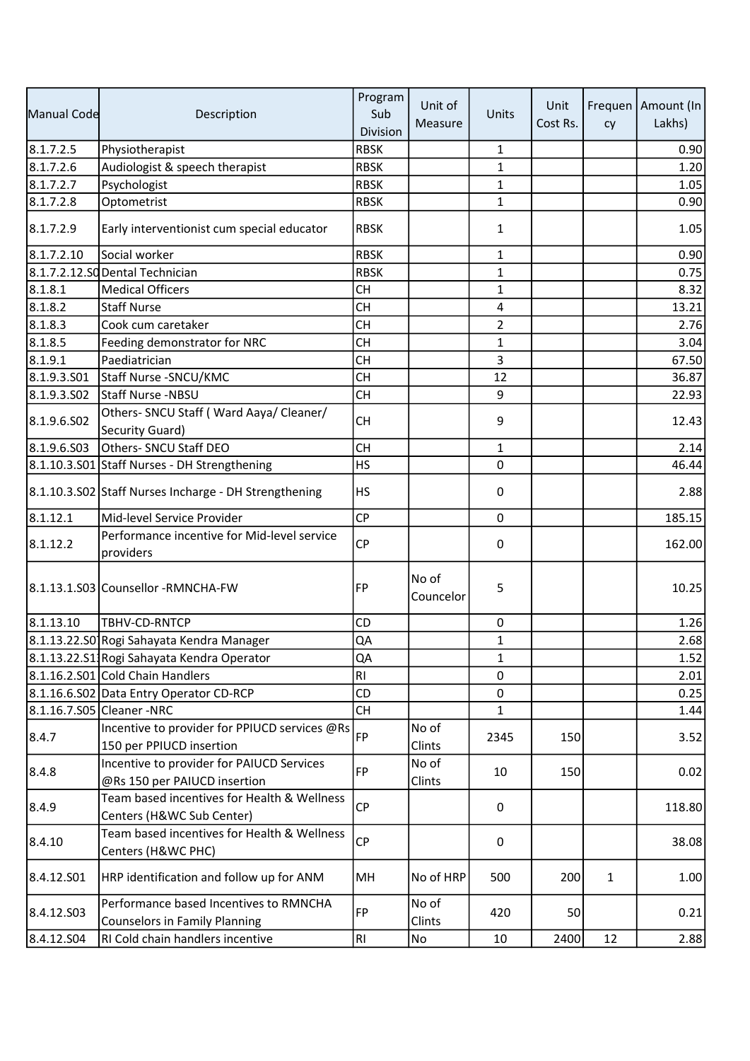| Manual Code | Description | Program Sub Division | Unit of Measure | Units | Unit Cost Rs. | Frequency | Amount (In Lakhs) |
|---|---|---|---|---|---|---|---|
| 8.1.7.2.5 | Physiotherapist | RBSK | | 1 | | | 0.90 |
| 8.1.7.2.6 | Audiologist & speech therapist | RBSK | | 1 | | | 1.20 |
| 8.1.7.2.7 | Psychologist | RBSK | | 1 | | | 1.05 |
| 8.1.7.2.8 | Optometrist | RBSK | | 1 | | | 0.90 |
| 8.1.7.2.9 | Early interventionist cum special educator | RBSK | | 1 | | | 1.05 |
| 8.1.7.2.10 | Social worker | RBSK | | 1 | | | 0.90 |
| 8.1.7.2.12.S0 | Dental Technician | RBSK | | 1 | | | 0.75 |
| 8.1.8.1 | Medical Officers | CH | | 1 | | | 8.32 |
| 8.1.8.2 | Staff Nurse | CH | | 4 | | | 13.21 |
| 8.1.8.3 | Cook cum caretaker | CH | | 2 | | | 2.76 |
| 8.1.8.5 | Feeding demonstrator for NRC | CH | | 1 | | | 3.04 |
| 8.1.9.1 | Paediatrician | CH | | 3 | | | 67.50 |
| 8.1.9.3.S01 | Staff Nurse -SNCU/KMC | CH | | 12 | | | 36.87 |
| 8.1.9.3.S02 | Staff Nurse -NBSU | CH | | 9 | | | 22.93 |
| 8.1.9.6.S02 | Others- SNCU Staff ( Ward Aaya/ Cleaner/ Security Guard) | CH | | 9 | | | 12.43 |
| 8.1.9.6.S03 | Others- SNCU Staff DEO | CH | | 1 | | | 2.14 |
| 8.1.10.3.S01 | Staff Nurses - DH Strengthening | HS | | 0 | | | 46.44 |
| 8.1.10.3.S02 | Staff Nurses Incharge - DH Strengthening | HS | | 0 | | | 2.88 |
| 8.1.12.1 | Mid-level Service Provider | CP | | 0 | | | 185.15 |
| 8.1.12.2 | Performance incentive for Mid-level service providers | CP | | 0 | | | 162.00 |
| 8.1.13.1.S03 | Counsellor -RMNCHA-FW | FP | No of Councelor | 5 | | | 10.25 |
| 8.1.13.10 | TBHV-CD-RNTCP | CD | | 0 | | | 1.26 |
| 8.1.13.22.S0 | Rogi Sahayata Kendra Manager | QA | | 1 | | | 2.68 |
| 8.1.13.22.S1 | Rogi Sahayata Kendra Operator | QA | | 1 | | | 1.52 |
| 8.1.16.2.S01 | Cold Chain Handlers | RI | | 0 | | | 2.01 |
| 8.1.16.6.S02 | Data Entry Operator CD-RCP | CD | | 0 | | | 0.25 |
| 8.1.16.7.S05 | Cleaner -NRC | CH | | 1 | | | 1.44 |
| 8.4.7 | Incentive to provider for PPIUCD services @Rs 150 per PPIUCD insertion | FP | No of Clints | 2345 | 150 | | 3.52 |
| 8.4.8 | Incentive to provider for PAIUCD Services @Rs 150 per PAIUCD insertion | FP | No of Clints | 10 | 150 | | 0.02 |
| 8.4.9 | Team based incentives for Health & Wellness Centers (H&WC Sub Center) | CP | | 0 | | | 118.80 |
| 8.4.10 | Team based incentives for Health & Wellness Centers (H&WC PHC) | CP | | 0 | | | 38.08 |
| 8.4.12.S01 | HRP identification and follow up for ANM | MH | No of HRP | 500 | 200 | 1 | 1.00 |
| 8.4.12.S03 | Performance based Incentives to RMNCHA Counselors in Family Planning | FP | No of Clints | 420 | 50 | | 0.21 |
| 8.4.12.S04 | RI Cold chain handlers incentive | RI | No | 10 | 2400 | 12 | 2.88 |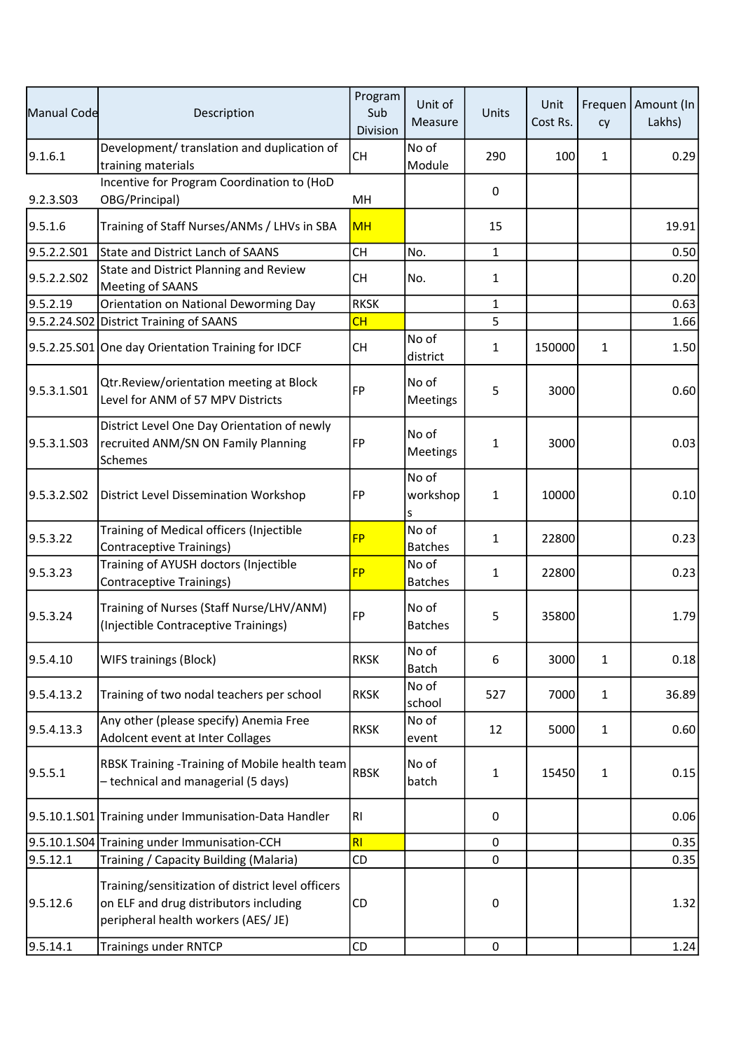| Manual Code | Description | Program Sub Division | Unit of Measure | Units | Unit Cost Rs. | Frequency | Amount (In Lakhs) |
|---|---|---|---|---|---|---|---|
| 9.1.6.1 | Development/ translation and duplication of training materials | CH | No of Module | 290 | 100 | 1 | 0.29 |
| 9.2.3.S03 | Incentive for Program Coordination to (HoD OBG/Principal) | MH | | 0 | | | |
| 9.5.1.6 | Training of Staff Nurses/ANMs / LHVs in SBA | MH | | 15 | | | 19.91 |
| 9.5.2.2.S01 | State and District Lanch of SAANS | CH | No. | 1 | | | 0.50 |
| 9.5.2.2.S02 | State and District Planning and Review Meeting of SAANS | CH | No. | 1 | | | 0.20 |
| 9.5.2.19 | Orientation on National Deworming Day | RKSK | | 1 | | | 0.63 |
| 9.5.2.24.S02 | District Training of SAANS | CH | | 5 | | | 1.66 |
| 9.5.2.25.S01 | One day Orientation Training for IDCF | CH | No of district | 1 | 150000 | 1 | 1.50 |
| 9.5.3.1.S01 | Qtr.Review/orientation meeting at Block Level for ANM of 57 MPV Districts | FP | No of Meetings | 5 | 3000 | | 0.60 |
| 9.5.3.1.S03 | District Level One Day Orientation of newly recruited ANM/SN ON Family Planning Schemes | FP | No of Meetings | 1 | 3000 | | 0.03 |
| 9.5.3.2.S02 | District Level Dissemination Workshop | FP | No of workshops | 1 | 10000 | | 0.10 |
| 9.5.3.22 | Training of Medical officers (Injectible Contraceptive Trainings) | FP | No of Batches | 1 | 22800 | | 0.23 |
| 9.5.3.23 | Training of AYUSH doctors (Injectible Contraceptive Trainings) | FP | No of Batches | 1 | 22800 | | 0.23 |
| 9.5.3.24 | Training of Nurses (Staff Nurse/LHV/ANM) (Injectible Contraceptive Trainings) | FP | No of Batches | 5 | 35800 | | 1.79 |
| 9.5.4.10 | WIFS trainings (Block) | RKSK | No of Batch | 6 | 3000 | 1 | 0.18 |
| 9.5.4.13.2 | Training of two nodal teachers per school | RKSK | No of school | 527 | 7000 | 1 | 36.89 |
| 9.5.4.13.3 | Any other (please specify) Anemia Free Adolcent event at Inter Collages | RKSK | No of event | 12 | 5000 | 1 | 0.60 |
| 9.5.5.1 | RBSK Training -Training of Mobile health team – technical and managerial (5 days) | RBSK | No of batch | 1 | 15450 | 1 | 0.15 |
| 9.5.10.1.S01 | Training under Immunisation-Data Handler | RI | | 0 | | | 0.06 |
| 9.5.10.1.S04 | Training under Immunisation-CCH | RI | | 0 | | | 0.35 |
| 9.5.12.1 | Training / Capacity Building (Malaria) | CD | | 0 | | | 0.35 |
| 9.5.12.6 | Training/sensitization of district level officers on ELF and drug distributors including peripheral health workers (AES/ JE) | CD | | 0 | | | 1.32 |
| 9.5.14.1 | Trainings under RNTCP | CD | | 0 | | | 1.24 |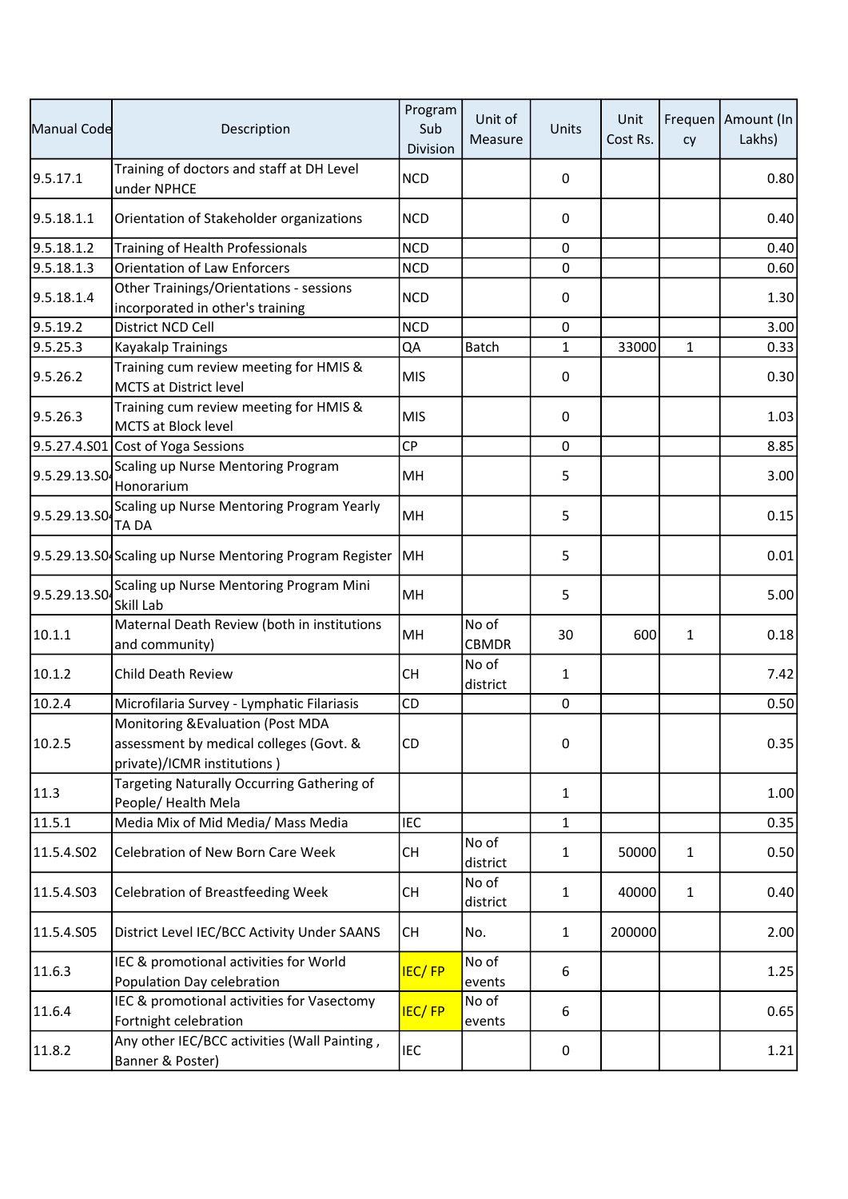| Manual Code | Description | Program Sub Division | Unit of Measure | Units | Unit Cost Rs. | Frequency | Amount (In Lakhs) |
|---|---|---|---|---|---|---|---|
| 9.5.17.1 | Training of doctors and staff at DH Level under NPHCE | NCD | | 0 | | | 0.80 |
| 9.5.18.1.1 | Orientation of Stakeholder organizations | NCD | | 0 | | | 0.40 |
| 9.5.18.1.2 | Training of Health Professionals | NCD | | 0 | | | 0.40 |
| 9.5.18.1.3 | Orientation of Law Enforcers | NCD | | 0 | | | 0.60 |
| 9.5.18.1.4 | Other Trainings/Orientations - sessions incorporated in other's training | NCD | | 0 | | | 1.30 |
| 9.5.19.2 | District NCD Cell | NCD | | 0 | | | 3.00 |
| 9.5.25.3 | Kayakalp Trainings | QA | Batch | 1 | 33000 | 1 | 0.33 |
| 9.5.26.2 | Training cum review meeting for HMIS & MCTS at District level | MIS | | 0 | | | 0.30 |
| 9.5.26.3 | Training cum review meeting for HMIS & MCTS at Block level | MIS | | 0 | | | 1.03 |
| 9.5.27.4.S01 | Cost of Yoga Sessions | CP | | 0 | | | 8.85 |
| 9.5.29.13.S04 | Scaling up Nurse Mentoring Program Honorarium | MH | | 5 | | | 3.00 |
| 9.5.29.13.S04 | Scaling up Nurse Mentoring Program Yearly TA DA | MH | | 5 | | | 0.15 |
| 9.5.29.13.S04 | Scaling up Nurse Mentoring Program Register | MH | | 5 | | | 0.01 |
| 9.5.29.13.S04 | Scaling up Nurse Mentoring Program Mini Skill Lab | MH | | 5 | | | 5.00 |
| 10.1.1 | Maternal Death Review (both in institutions and community) | MH | No of CBMDR | 30 | 600 | 1 | 0.18 |
| 10.1.2 | Child Death Review | CH | No of district | 1 | | | 7.42 |
| 10.2.4 | Microfilaria Survey - Lymphatic Filariasis | CD | | 0 | | | 0.50 |
| 10.2.5 | Monitoring &Evaluation (Post MDA assessment by medical colleges (Govt. & private)/ICMR institutions ) | CD | | 0 | | | 0.35 |
| 11.3 | Targeting Naturally Occurring Gathering of People/ Health Mela | | | 1 | | | 1.00 |
| 11.5.1 | Media Mix of Mid Media/ Mass Media | IEC | | 1 | | | 0.35 |
| 11.5.4.S02 | Celebration of New Born Care Week | CH | No of district | 1 | 50000 | 1 | 0.50 |
| 11.5.4.S03 | Celebration of Breastfeeding Week | CH | No of district | 1 | 40000 | 1 | 0.40 |
| 11.5.4.S05 | District Level IEC/BCC Activity Under SAANS | CH | No. | 1 | 200000 | | 2.00 |
| 11.6.3 | IEC & promotional activities for World Population Day celebration | IEC/ FP | No of events | 6 | | | 1.25 |
| 11.6.4 | IEC & promotional activities for Vasectomy Fortnight celebration | IEC/ FP | No of events | 6 | | | 0.65 |
| 11.8.2 | Any other IEC/BCC activities (Wall Painting , Banner & Poster) | IEC | | 0 | | | 1.21 |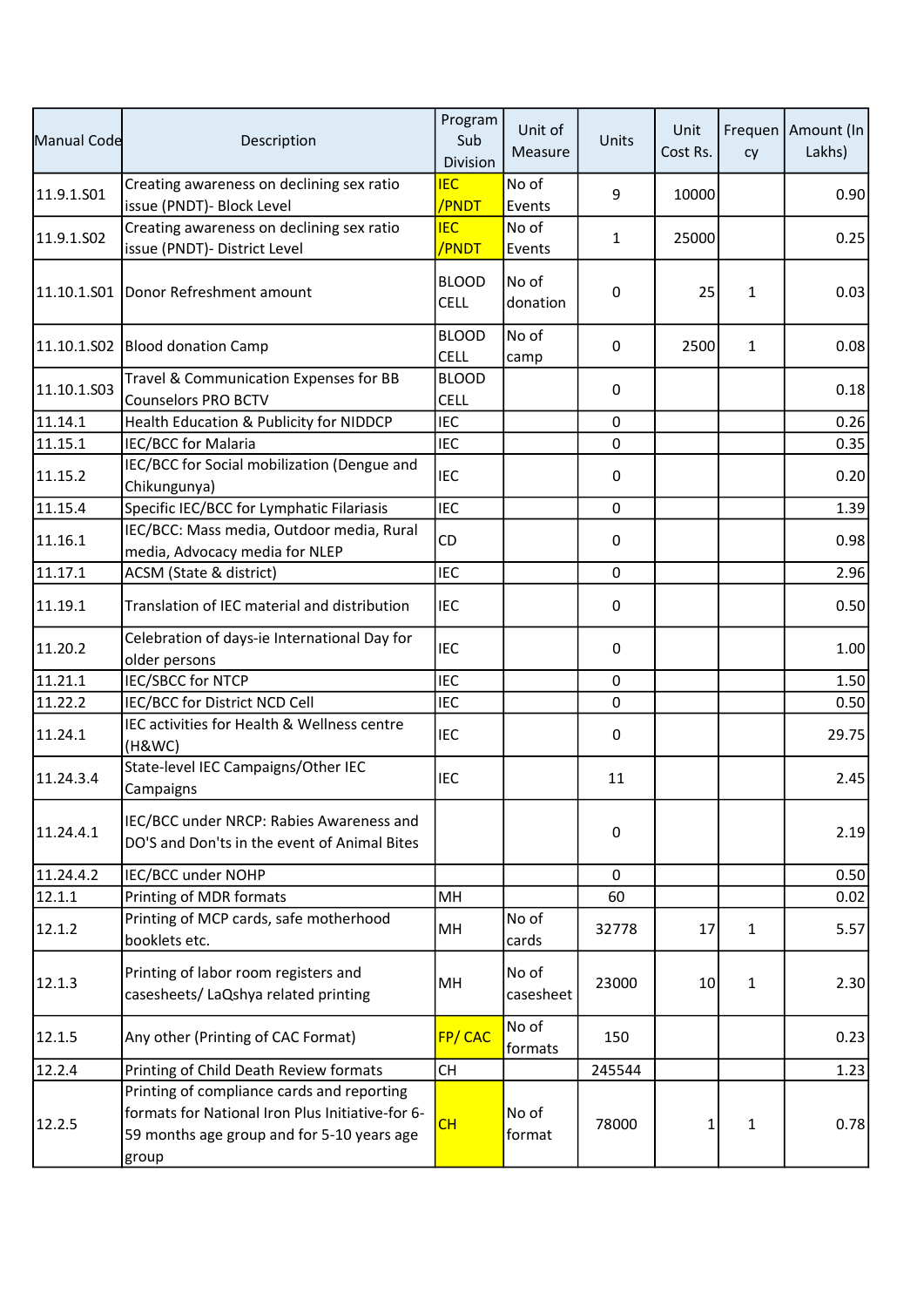| Manual Code | Description | Program Sub Division | Unit of Measure | Units | Unit Cost Rs. | Frequency | Amount (In Lakhs) |
|---|---|---|---|---|---|---|---|
| 11.9.1.S01 | Creating awareness on declining sex ratio issue (PNDT)- Block Level | IEC /PNDT | No of Events | 9 | 10000 | | 0.90 |
| 11.9.1.S02 | Creating awareness on declining sex ratio issue (PNDT)- District Level | IEC /PNDT | No of Events | 1 | 25000 | | 0.25 |
| 11.10.1.S01 | Donor Refreshment amount | BLOOD CELL | No of donation | 0 | 25 | 1 | 0.03 |
| 11.10.1.S02 | Blood donation Camp | BLOOD CELL | No of camp | 0 | 2500 | 1 | 0.08 |
| 11.10.1.S03 | Travel & Communication Expenses for BB Counselors PRO BCTV | BLOOD CELL | | 0 | | | 0.18 |
| 11.14.1 | Health Education & Publicity for NIDDCP | IEC | | 0 | | | 0.26 |
| 11.15.1 | IEC/BCC for Malaria | IEC | | 0 | | | 0.35 |
| 11.15.2 | IEC/BCC for Social mobilization (Dengue and Chikungunya) | IEC | | 0 | | | 0.20 |
| 11.15.4 | Specific IEC/BCC for Lymphatic Filariasis | IEC | | 0 | | | 1.39 |
| 11.16.1 | IEC/BCC: Mass media, Outdoor media, Rural media, Advocacy media for NLEP | CD | | 0 | | | 0.98 |
| 11.17.1 | ACSM (State & district) | IEC | | 0 | | | 2.96 |
| 11.19.1 | Translation of IEC material and distribution | IEC | | 0 | | | 0.50 |
| 11.20.2 | Celebration of days-ie International Day for older persons | IEC | | 0 | | | 1.00 |
| 11.21.1 | IEC/SBCC for NTCP | IEC | | 0 | | | 1.50 |
| 11.22.2 | IEC/BCC for District NCD Cell | IEC | | 0 | | | 0.50 |
| 11.24.1 | IEC activities for Health & Wellness centre (H&WC) | IEC | | 0 | | | 29.75 |
| 11.24.3.4 | State-level IEC Campaigns/Other IEC Campaigns | IEC | | 11 | | | 2.45 |
| 11.24.4.1 | IEC/BCC under NRCP: Rabies Awareness and DO'S and Don'ts in the event of Animal Bites | | | 0 | | | 2.19 |
| 11.24.4.2 | IEC/BCC under NOHP | | | 0 | | | 0.50 |
| 12.1.1 | Printing of MDR formats | MH | | 60 | | | 0.02 |
| 12.1.2 | Printing of MCP cards, safe motherhood booklets etc. | MH | No of cards | 32778 | 17 | 1 | 5.57 |
| 12.1.3 | Printing of labor room registers and casesheets/ LaQshya related printing | MH | No of casesheet | 23000 | 10 | 1 | 2.30 |
| 12.1.5 | Any other (Printing of CAC Format) | FP/ CAC | No of formats | 150 | | | 0.23 |
| 12.2.4 | Printing of Child Death Review formats | CH | | 245544 | | | 1.23 |
| 12.2.5 | Printing of compliance cards and reporting formats for National Iron Plus Initiative-for 6-59 months age group and for 5-10 years age group | CH | No of format | 78000 | 1 | 1 | 0.78 |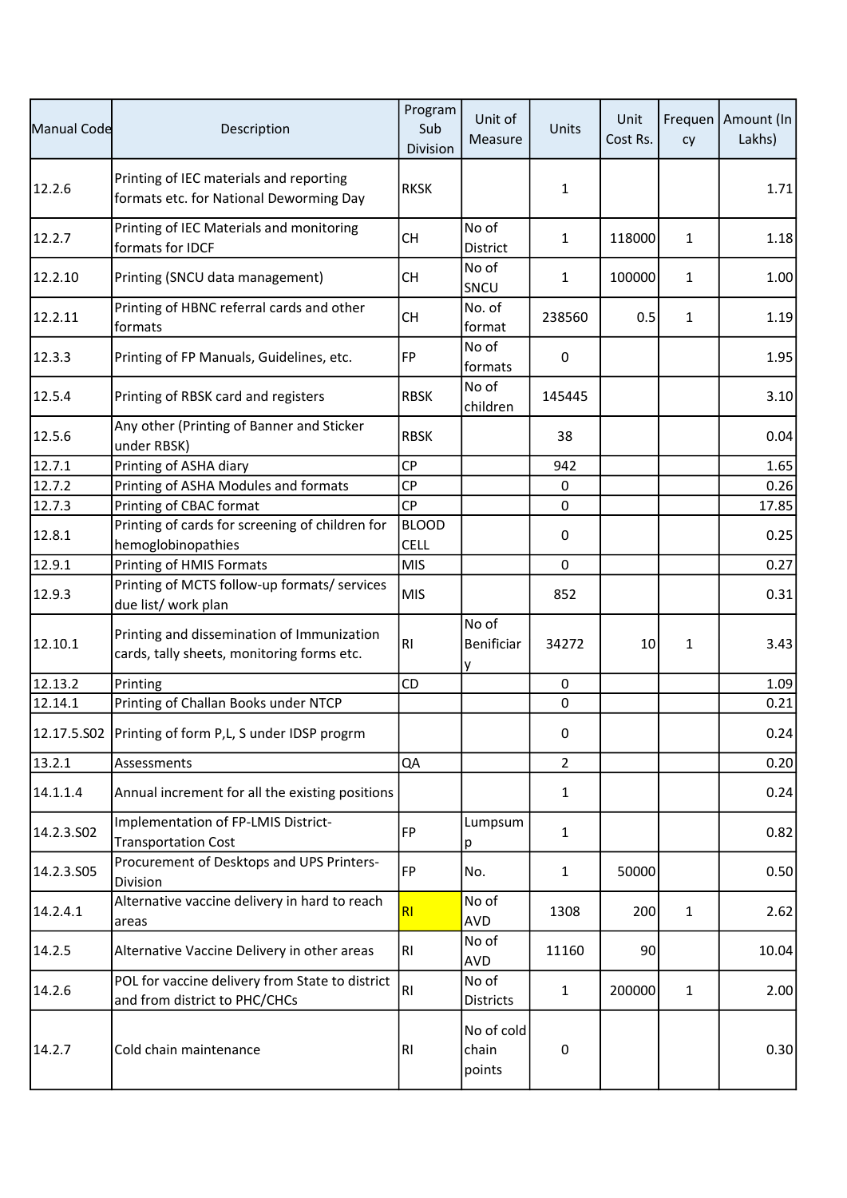| Manual Code | Description | Program Sub Division | Unit of Measure | Units | Unit Cost Rs. | Frequency | Amount (In Lakhs) |
|---|---|---|---|---|---|---|---|
| 12.2.6 | Printing of IEC materials and reporting formats etc. for National Deworming Day | RKSK | | 1 | | | 1.71 |
| 12.2.7 | Printing of IEC Materials and monitoring formats for IDCF | CH | No of District | 1 | 118000 | 1 | 1.18 |
| 12.2.10 | Printing (SNCU data management) | CH | No of SNCU | 1 | 100000 | 1 | 1.00 |
| 12.2.11 | Printing of HBNC referral cards and other formats | CH | No. of format | 238560 | 0.5 | 1 | 1.19 |
| 12.3.3 | Printing of FP Manuals, Guidelines, etc. | FP | No of formats | 0 | | | 1.95 |
| 12.5.4 | Printing of RBSK card and registers | RBSK | No of children | 145445 | | | 3.10 |
| 12.5.6 | Any other (Printing of Banner and Sticker under RBSK) | RBSK | | 38 | | | 0.04 |
| 12.7.1 | Printing of ASHA diary | CP | | 942 | | | 1.65 |
| 12.7.2 | Printing of ASHA Modules and formats | CP | | 0 | | | 0.26 |
| 12.7.3 | Printing of CBAC format | CP | | 0 | | | 17.85 |
| 12.8.1 | Printing of cards for screening of children for hemoglobinopathies | BLOOD CELL | | 0 | | | 0.25 |
| 12.9.1 | Printing of HMIS Formats | MIS | | 0 | | | 0.27 |
| 12.9.3 | Printing of MCTS follow-up formats/ services due list/ work plan | MIS | | 852 | | | 0.31 |
| 12.10.1 | Printing and dissemination of Immunization cards, tally sheets, monitoring forms etc. | RI | No of Benificiary | 34272 | 10 | 1 | 3.43 |
| 12.13.2 | Printing | CD | | 0 | | | 1.09 |
| 12.14.1 | Printing of Challan Books under NTCP | | | 0 | | | 0.21 |
| 12.17.5.S02 | Printing of form P,L, S under IDSP progrm | | | 0 | | | 0.24 |
| 13.2.1 | Assessments | QA | | 2 | | | 0.20 |
| 14.1.1.4 | Annual increment for all the existing positions | | | 1 | | | 0.24 |
| 14.2.3.S02 | Implementation of FP-LMIS District-Transportation Cost | FP | Lumpsump | 1 | | | 0.82 |
| 14.2.3.S05 | Procurement of Desktops and UPS Printers-Division | FP | No. | 1 | 50000 | | 0.50 |
| 14.2.4.1 | Alternative vaccine delivery in hard to reach areas | RI | No of AVD | 1308 | 200 | 1 | 2.62 |
| 14.2.5 | Alternative Vaccine Delivery in other areas | RI | No of AVD | 11160 | 90 | | 10.04 |
| 14.2.6 | POL for vaccine delivery from State to district and from district to PHC/CHCs | RI | No of Districts | 1 | 200000 | 1 | 2.00 |
| 14.2.7 | Cold chain maintenance | RI | No of cold chain points | 0 | | | 0.30 |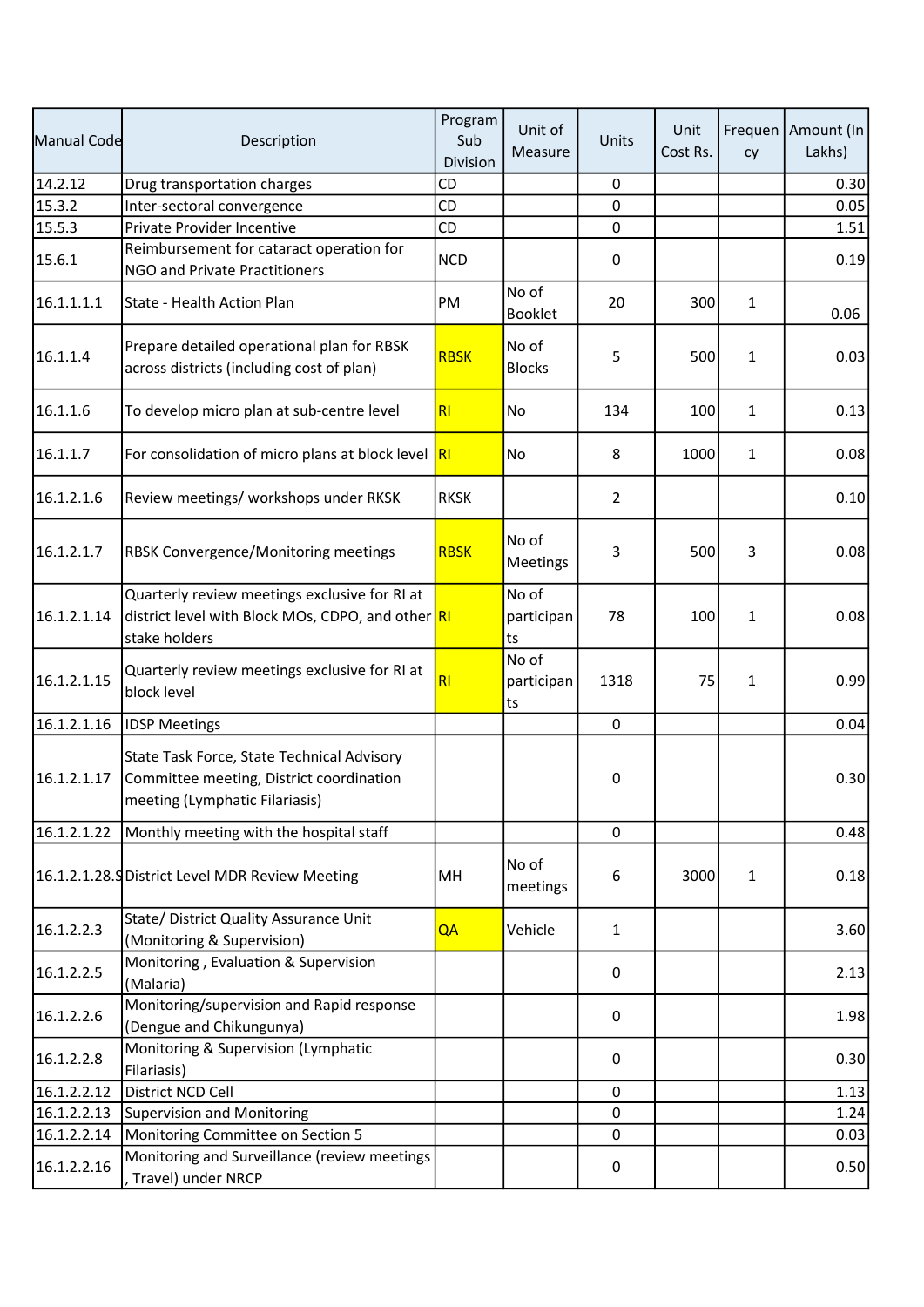| Manual Code | Description | Program Sub Division | Unit of Measure | Units | Unit Cost Rs. | Frequency | Amount (In Lakhs) |
|---|---|---|---|---|---|---|---|
| 14.2.12 | Drug transportation charges | CD | | 0 | | | 0.30 |
| 15.3.2 | Inter-sectoral convergence | CD | | 0 | | | 0.05 |
| 15.5.3 | Private Provider Incentive | CD | | 0 | | | 1.51 |
| 15.6.1 | Reimbursement for cataract operation for NGO and Private Practitioners | NCD | | 0 | | | 0.19 |
| 16.1.1.1.1 | State - Health Action Plan | PM | No of Booklet | 20 | 300 | 1 | 0.06 |
| 16.1.1.4 | Prepare detailed operational plan for RBSK across districts (including cost of plan) | RBSK | No of Blocks | 5 | 500 | 1 | 0.03 |
| 16.1.1.6 | To develop micro plan at sub-centre level | RI | No | 134 | 100 | 1 | 0.13 |
| 16.1.1.7 | For consolidation of micro plans at block level | RI | No | 8 | 1000 | 1 | 0.08 |
| 16.1.2.1.6 | Review meetings/ workshops under RKSK | RKSK | | 2 | | | 0.10 |
| 16.1.2.1.7 | RBSK Convergence/Monitoring meetings | RBSK | No of Meetings | 3 | 500 | 3 | 0.08 |
| 16.1.2.1.14 | Quarterly review meetings exclusive for RI at district level with Block MOs, CDPO, and other stake holders | RI | No of participants | 78 | 100 | 1 | 0.08 |
| 16.1.2.1.15 | Quarterly review meetings exclusive for RI at block level | RI | No of participants | 1318 | 75 | 1 | 0.99 |
| 16.1.2.1.16 | IDSP Meetings | | | 0 | | | 0.04 |
| 16.1.2.1.17 | State Task Force, State Technical Advisory Committee meeting, District coordination meeting (Lymphatic Filariasis) | | | 0 | | | 0.30 |
| 16.1.2.1.22 | Monthly meeting with the hospital staff | | | 0 | | | 0.48 |
| 16.1.2.1.28.S | District Level MDR Review Meeting | MH | No of meetings | 6 | 3000 | 1 | 0.18 |
| 16.1.2.2.3 | State/ District Quality Assurance Unit (Monitoring & Supervision) | QA | Vehicle | 1 | | | 3.60 |
| 16.1.2.2.5 | Monitoring , Evaluation & Supervision (Malaria) | | | 0 | | | 2.13 |
| 16.1.2.2.6 | Monitoring/supervision and Rapid response (Dengue and Chikungunya) | | | 0 | | | 1.98 |
| 16.1.2.2.8 | Monitoring & Supervision (Lymphatic Filariasis) | | | 0 | | | 0.30 |
| 16.1.2.2.12 | District NCD Cell | | | 0 | | | 1.13 |
| 16.1.2.2.13 | Supervision and Monitoring | | | 0 | | | 1.24 |
| 16.1.2.2.14 | Monitoring Committee on Section 5 | | | 0 | | | 0.03 |
| 16.1.2.2.16 | Monitoring and Surveillance (review meetings , Travel) under NRCP | | | 0 | | | 0.50 |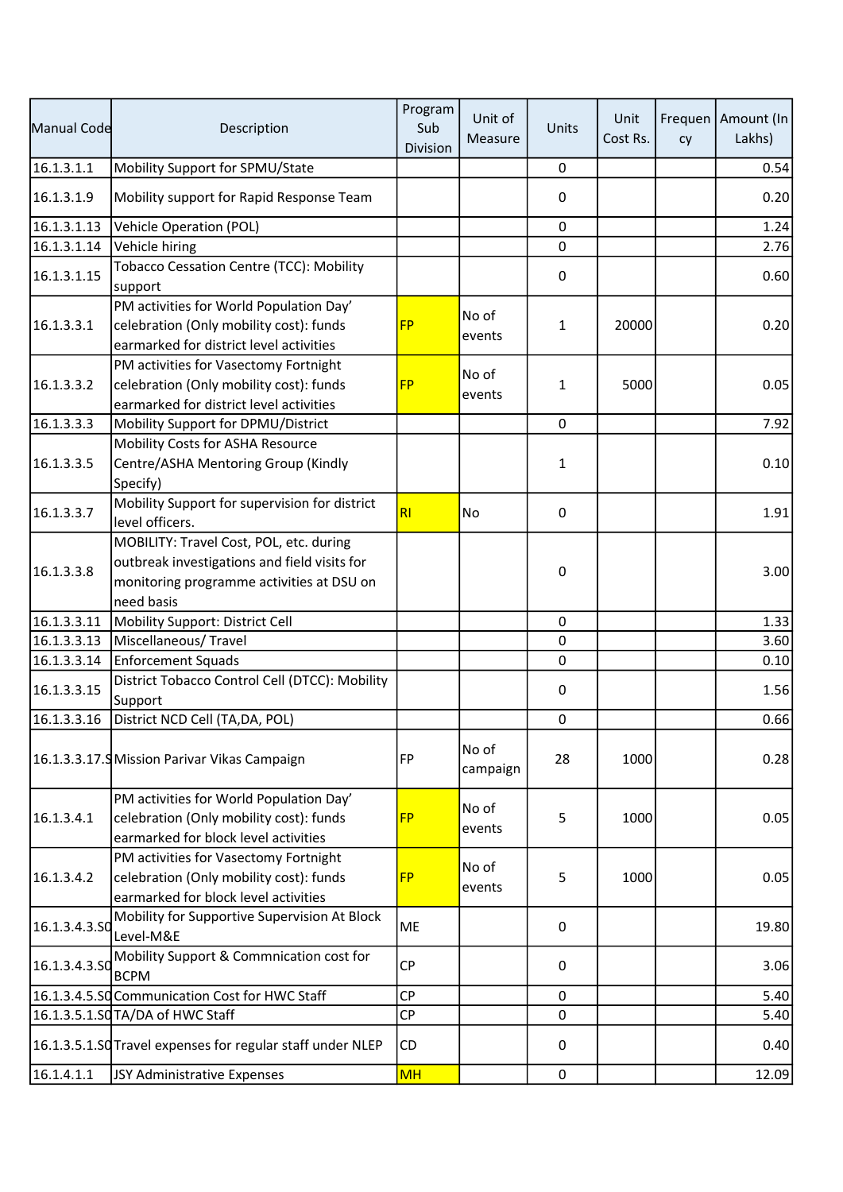| Manual Code | Description | Program Sub Division | Unit of Measure | Units | Unit Cost Rs. | Frequency | Amount (In Lakhs) |
|---|---|---|---|---|---|---|---|
| 16.1.3.1.1 | Mobility Support for SPMU/State | | | 0 | | | 0.54 |
| 16.1.3.1.9 | Mobility support for Rapid Response Team | | | 0 | | | 0.20 |
| 16.1.3.1.13 | Vehicle Operation (POL) | | | 0 | | | 1.24 |
| 16.1.3.1.14 | Vehicle hiring | | | 0 | | | 2.76 |
| 16.1.3.1.15 | Tobacco Cessation Centre (TCC): Mobility support | | | 0 | | | 0.60 |
| 16.1.3.3.1 | PM activities for World Population Day' celebration (Only mobility cost): funds earmarked for district level activities | FP | No of events | 1 | 20000 | | 0.20 |
| 16.1.3.3.2 | PM activities for Vasectomy Fortnight celebration (Only mobility cost): funds earmarked for district level activities | FP | No of events | 1 | 5000 | | 0.05 |
| 16.1.3.3.3 | Mobility Support for DPMU/District | | | 0 | | | 7.92 |
| 16.1.3.3.5 | Mobility Costs for ASHA Resource Centre/ASHA Mentoring Group (Kindly Specify) | | | 1 | | | 0.10 |
| 16.1.3.3.7 | Mobility Support for supervision for district level officers. | RI | No | 0 | | | 1.91 |
| 16.1.3.3.8 | MOBILITY: Travel Cost, POL, etc. during outbreak investigations and field visits for monitoring programme activities at DSU on need basis | | | 0 | | | 3.00 |
| 16.1.3.3.11 | Mobility Support: District Cell | | | 0 | | | 1.33 |
| 16.1.3.3.13 | Miscellaneous/ Travel | | | 0 | | | 3.60 |
| 16.1.3.3.14 | Enforcement Squads | | | 0 | | | 0.10 |
| 16.1.3.3.15 | District Tobacco Control Cell (DTCC): Mobility Support | | | 0 | | | 1.56 |
| 16.1.3.3.16 | District NCD Cell (TA,DA, POL) | | | 0 | | | 0.66 |
| 16.1.3.3.17.S | Mission Parivar Vikas Campaign | FP | No of campaign | 28 | 1000 | | 0.28 |
| 16.1.3.4.1 | PM activities for World Population Day' celebration (Only mobility cost): funds earmarked for block level activities | FP | No of events | 5 | 1000 | | 0.05 |
| 16.1.3.4.2 | PM activities for Vasectomy Fortnight celebration (Only mobility cost): funds earmarked for block level activities | FP | No of events | 5 | 1000 | | 0.05 |
| 16.1.3.4.3.S0 | Mobility for Supportive Supervision At Block Level-M&E | ME | | 0 | | | 19.80 |
| 16.1.3.4.3.S0 | Mobility Support & Commnication cost for BCPM | CP | | 0 | | | 3.06 |
| 16.1.3.4.5.S0 | Communication Cost for HWC Staff | CP | | 0 | | | 5.40 |
| 16.1.3.5.1.S0 | TA/DA of HWC Staff | CP | | 0 | | | 5.40 |
| 16.1.3.5.1.S0 | Travel expenses for regular staff under NLEP | CD | | 0 | | | 0.40 |
| 16.1.4.1.1 | JSY Administrative Expenses | MH | | 0 | | | 12.09 |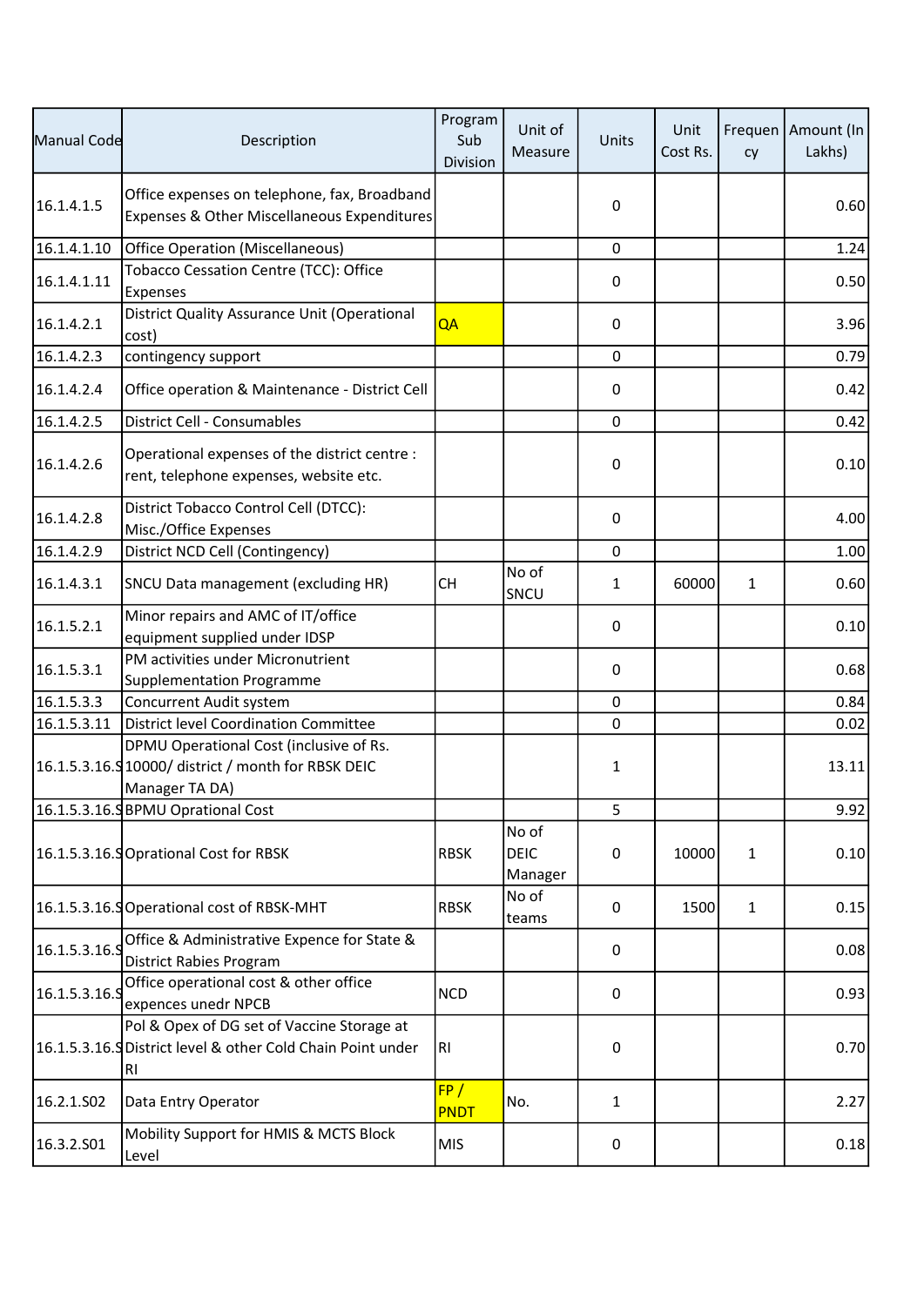| Manual Code | Description | Program Sub Division | Unit of Measure | Units | Unit Cost Rs. | Frequency | Amount (In Lakhs) |
|---|---|---|---|---|---|---|---|
| 16.1.4.1.5 | Office expenses on telephone, fax, Broadband Expenses & Other Miscellaneous Expenditures | | | 0 | | | 0.60 |
| 16.1.4.1.10 | Office Operation (Miscellaneous) | | | 0 | | | 1.24 |
| 16.1.4.1.11 | Tobacco Cessation Centre (TCC): Office Expenses | | | 0 | | | 0.50 |
| 16.1.4.2.1 | District Quality Assurance Unit (Operational cost) | QA | | 0 | | | 3.96 |
| 16.1.4.2.3 | contingency support | | | 0 | | | 0.79 |
| 16.1.4.2.4 | Office operation & Maintenance - District Cell | | | 0 | | | 0.42 |
| 16.1.4.2.5 | District Cell - Consumables | | | 0 | | | 0.42 |
| 16.1.4.2.6 | Operational expenses of the district centre : rent, telephone expenses, website etc. | | | 0 | | | 0.10 |
| 16.1.4.2.8 | District Tobacco Control Cell (DTCC): Misc./Office Expenses | | | 0 | | | 4.00 |
| 16.1.4.2.9 | District NCD Cell (Contingency) | | | 0 | | | 1.00 |
| 16.1.4.3.1 | SNCU Data management (excluding HR) | CH | No of SNCU | 1 | 60000 | 1 | 0.60 |
| 16.1.5.2.1 | Minor repairs and AMC of IT/office equipment supplied under IDSP | | | 0 | | | 0.10 |
| 16.1.5.3.1 | PM activities under Micronutrient Supplementation Programme | | | 0 | | | 0.68 |
| 16.1.5.3.3 | Concurrent Audit system | | | 0 | | | 0.84 |
| 16.1.5.3.11 | District level Coordination Committee | | | 0 | | | 0.02 |
| 16.1.5.3.16.S | DPMU Operational Cost (inclusive of Rs. 10000/ district / month for RBSK DEIC Manager TA DA) | | | 1 | | | 13.11 |
| 16.1.5.3.16.S | BPMU Oprational Cost | | | 5 | | | 9.92 |
| 16.1.5.3.16.S | Oprational Cost for RBSK | RBSK | No of DEIC Manager | 0 | 10000 | 1 | 0.10 |
| 16.1.5.3.16.S | Operational cost of RBSK-MHT | RBSK | No of teams | 0 | 1500 | 1 | 0.15 |
| 16.1.5.3.16.S | Office & Administrative Expence for State & District Rabies Program | | | 0 | | | 0.08 |
| 16.1.5.3.16.S | Office operational cost & other office expences unedr NPCB | NCD | | 0 | | | 0.93 |
| 16.1.5.3.16.S | Pol & Opex of DG set of Vaccine Storage at District level & other Cold Chain Point under RI | RI | | 0 | | | 0.70 |
| 16.2.1.S02 | Data Entry Operator | FP / PNDT | No. | 1 | | | 2.27 |
| 16.3.2.S01 | Mobility Support for HMIS & MCTS Block Level | MIS | | 0 | | | 0.18 |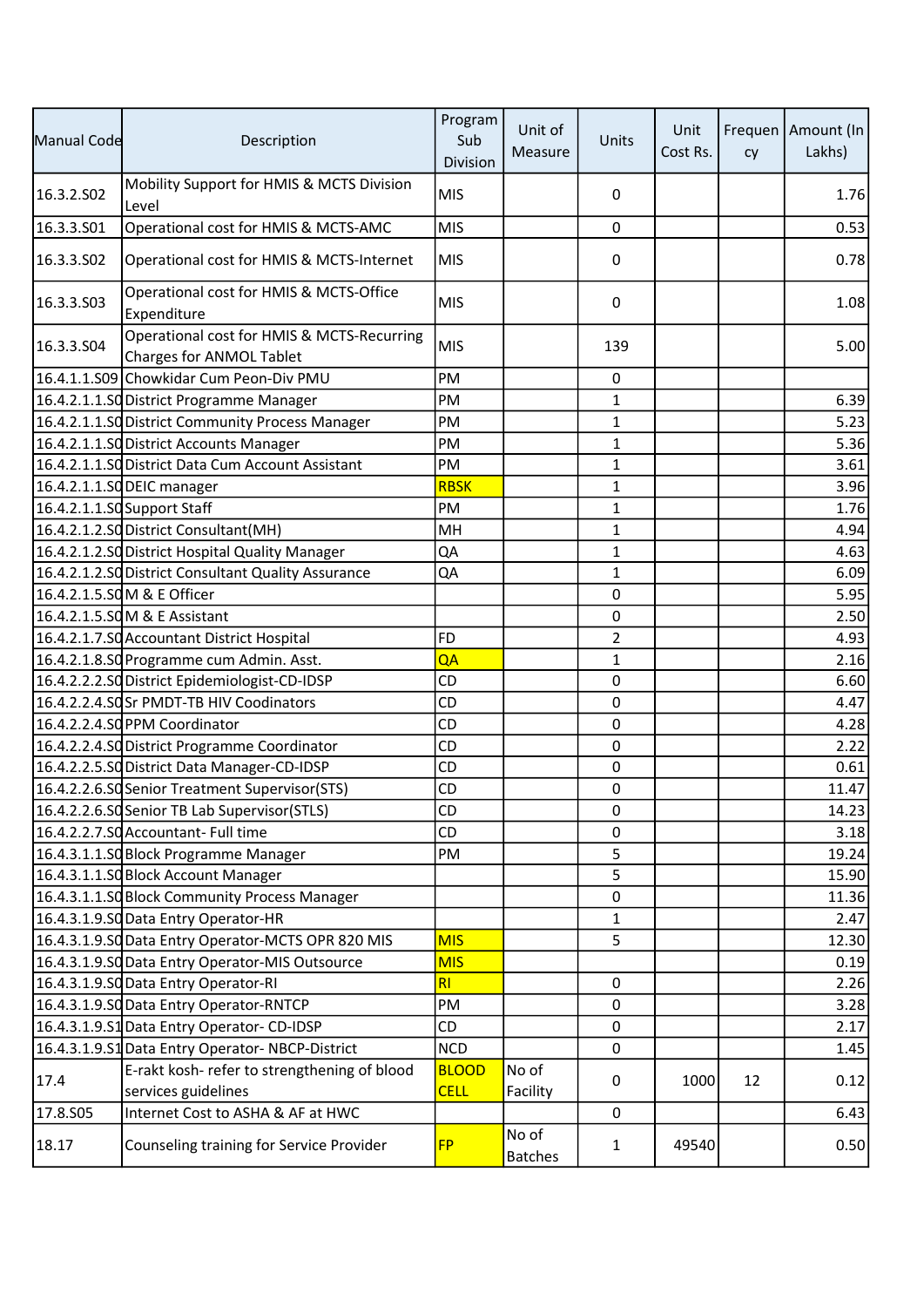| Manual Code | Description | Program Sub Division | Unit of Measure | Units | Unit Cost Rs. | Frequency | Amount (In Lakhs) |
|---|---|---|---|---|---|---|---|
| 16.3.2.S02 | Mobility Support for HMIS & MCTS Division Level | MIS | | 0 | | | 1.76 |
| 16.3.3.S01 | Operational cost for HMIS & MCTS-AMC | MIS | | 0 | | | 0.53 |
| 16.3.3.S02 | Operational cost for HMIS & MCTS-Internet | MIS | | 0 | | | 0.78 |
| 16.3.3.S03 | Operational cost for HMIS & MCTS-Office Expenditure | MIS | | 0 | | | 1.08 |
| 16.3.3.S04 | Operational cost for HMIS & MCTS-Recurring Charges for ANMOL Tablet | MIS | | 139 | | | 5.00 |
| 16.4.1.1.S09 | Chowkidar Cum Peon-Div PMU | PM | | 0 | | | |
| 16.4.2.1.1.S0 | District Programme Manager | PM | | 1 | | | 6.39 |
| 16.4.2.1.1.S0 | District Community Process Manager | PM | | 1 | | | 5.23 |
| 16.4.2.1.1.S0 | District Accounts Manager | PM | | 1 | | | 5.36 |
| 16.4.2.1.1.S0 | District Data Cum Account Assistant | PM | | 1 | | | 3.61 |
| 16.4.2.1.1.S0 | DEIC manager | RBSK | | 1 | | | 3.96 |
| 16.4.2.1.1.S0 | Support Staff | PM | | 1 | | | 1.76 |
| 16.4.2.1.2.S0 | District Consultant(MH) | MH | | 1 | | | 4.94 |
| 16.4.2.1.2.S0 | District Hospital Quality Manager | QA | | 1 | | | 4.63 |
| 16.4.2.1.2.S0 | District Consultant Quality Assurance | QA | | 1 | | | 6.09 |
| 16.4.2.1.5.S0 | M & E Officer | | | 0 | | | 5.95 |
| 16.4.2.1.5.S0 | M & E Assistant | | | 0 | | | 2.50 |
| 16.4.2.1.7.S0 | Accountant District Hospital | FD | | 2 | | | 4.93 |
| 16.4.2.1.8.S0 | Programme cum Admin. Asst. | QA | | 1 | | | 2.16 |
| 16.4.2.2.2.S0 | District Epidemiologist-CD-IDSP | CD | | 0 | | | 6.60 |
| 16.4.2.2.4.S0 | Sr PMDT-TB HIV Coodinators | CD | | 0 | | | 4.47 |
| 16.4.2.2.4.S0 | PPM Coordinator | CD | | 0 | | | 4.28 |
| 16.4.2.2.4.S0 | District Programme Coordinator | CD | | 0 | | | 2.22 |
| 16.4.2.2.5.S0 | District Data Manager-CD-IDSP | CD | | 0 | | | 0.61 |
| 16.4.2.2.6.S0 | Senior Treatment Supervisor(STS) | CD | | 0 | | | 11.47 |
| 16.4.2.2.6.S0 | Senior TB Lab Supervisor(STLS) | CD | | 0 | | | 14.23 |
| 16.4.2.2.7.S0 | Accountant- Full time | CD | | 0 | | | 3.18 |
| 16.4.3.1.1.S0 | Block Programme Manager | PM | | 5 | | | 19.24 |
| 16.4.3.1.1.S0 | Block Account Manager | | | 5 | | | 15.90 |
| 16.4.3.1.1.S0 | Block Community Process Manager | | | 0 | | | 11.36 |
| 16.4.3.1.9.S0 | Data Entry Operator-HR | | | 1 | | | 2.47 |
| 16.4.3.1.9.S0 | Data Entry Operator-MCTS OPR 820 MIS | MIS | | 5 | | | 12.30 |
| 16.4.3.1.9.S0 | Data Entry Operator-MIS Outsource | MIS | | | | | 0.19 |
| 16.4.3.1.9.S0 | Data Entry Operator-RI | RI | | 0 | | | 2.26 |
| 16.4.3.1.9.S0 | Data Entry Operator-RNTCP | PM | | 0 | | | 3.28 |
| 16.4.3.1.9.S1 | Data Entry Operator- CD-IDSP | CD | | 0 | | | 2.17 |
| 16.4.3.1.9.S1 | Data Entry Operator- NBCP-District | NCD | | 0 | | | 1.45 |
| 17.4 | E-rakt kosh- refer to strengthening of blood services guidelines | BLOOD CELL | No of Facility | 0 | 1000 | 12 | 0.12 |
| 17.8.S05 | Internet Cost to ASHA & AF at HWC | | | 0 | | | 6.43 |
| 18.17 | Counseling training for Service Provider | FP | No of Batches | 1 | 49540 | | 0.50 |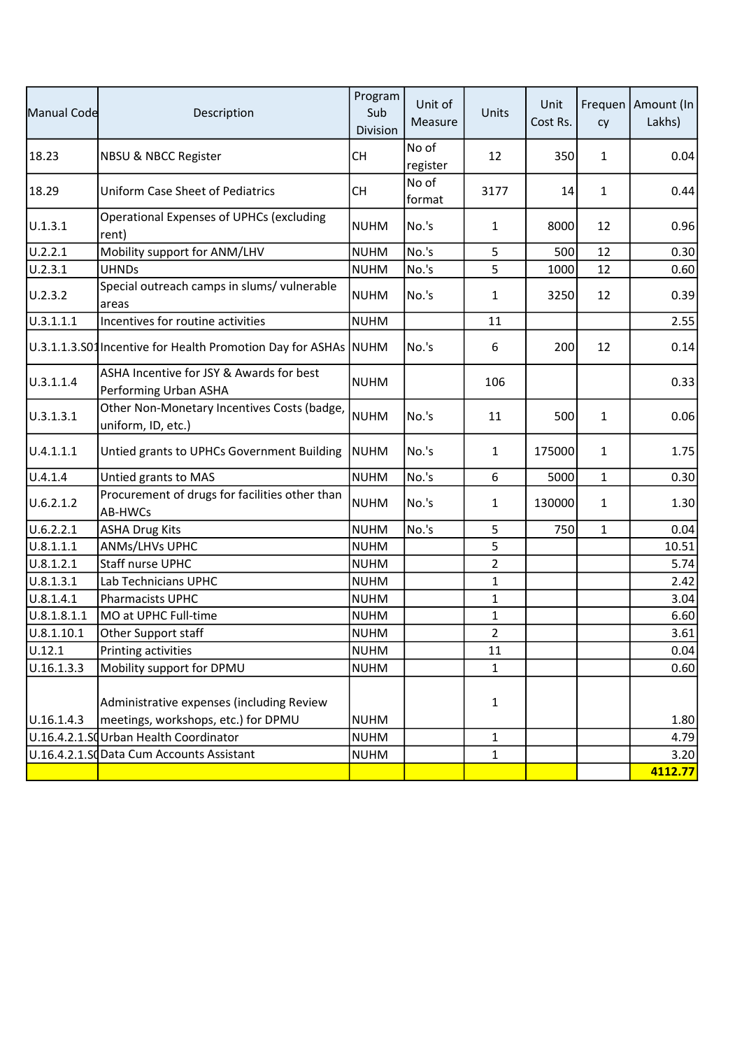| Manual Code | Description | Program Sub Division | Unit of Measure | Units | Unit Cost Rs. | Frequency | Amount (In Lakhs) |
|---|---|---|---|---|---|---|---|
| 18.23 | NBSU & NBCC Register | CH | No of register | 12 | 350 | 1 | 0.04 |
| 18.29 | Uniform Case Sheet of Pediatrics | CH | No of format | 3177 | 14 | 1 | 0.44 |
| U.1.3.1 | Operational Expenses of UPHCs (excluding rent) | NUHM | No.'s | 1 | 8000 | 12 | 0.96 |
| U.2.2.1 | Mobility support for ANM/LHV | NUHM | No.'s | 5 | 500 | 12 | 0.30 |
| U.2.3.1 | UHNDs | NUHM | No.'s | 5 | 1000 | 12 | 0.60 |
| U.2.3.2 | Special outreach camps in slums/ vulnerable areas | NUHM | No.'s | 1 | 3250 | 12 | 0.39 |
| U.3.1.1.1 | Incentives for routine activities | NUHM | | 11 | | | 2.55 |
| U.3.1.1.3.S01 | Incentive for Health Promotion Day for ASHAs | NUHM | No.'s | 6 | 200 | 12 | 0.14 |
| U.3.1.1.4 | ASHA Incentive for JSY & Awards for best Performing Urban ASHA | NUHM | | 106 | | | 0.33 |
| U.3.1.3.1 | Other Non-Monetary Incentives Costs (badge, uniform, ID, etc.) | NUHM | No.'s | 11 | 500 | 1 | 0.06 |
| U.4.1.1.1 | Untied grants to UPHCs Government Building | NUHM | No.'s | 1 | 175000 | 1 | 1.75 |
| U.4.1.4 | Untied grants to MAS | NUHM | No.'s | 6 | 5000 | 1 | 0.30 |
| U.6.2.1.2 | Procurement of drugs for facilities other than AB-HWCs | NUHM | No.'s | 1 | 130000 | 1 | 1.30 |
| U.6.2.2.1 | ASHA Drug Kits | NUHM | No.'s | 5 | 750 | 1 | 0.04 |
| U.8.1.1.1 | ANMs/LHVs UPHC | NUHM | | 5 | | | 10.51 |
| U.8.1.2.1 | Staff nurse UPHC | NUHM | | 2 | | | 5.74 |
| U.8.1.3.1 | Lab Technicians UPHC | NUHM | | 1 | | | 2.42 |
| U.8.1.4.1 | Pharmacists UPHC | NUHM | | 1 | | | 3.04 |
| U.8.1.8.1.1 | MO at UPHC Full-time | NUHM | | 1 | | | 6.60 |
| U.8.1.10.1 | Other Support staff | NUHM | | 2 | | | 3.61 |
| U.12.1 | Printing activities | NUHM | | 11 | | | 0.04 |
| U.16.1.3.3 | Mobility support for DPMU | NUHM | | 1 | | | 0.60 |
| U.16.1.4.3 | Administrative expenses (including Review meetings, workshops, etc.) for DPMU | NUHM | | 1 | | | 1.80 |
| U.16.4.2.1.S0 | Urban Health Coordinator | NUHM | | 1 | | | 4.79 |
| U.16.4.2.1.S0 | Data Cum Accounts Assistant | NUHM | | 1 | | | 3.20 |
| | | | | | | | **4112.77** |